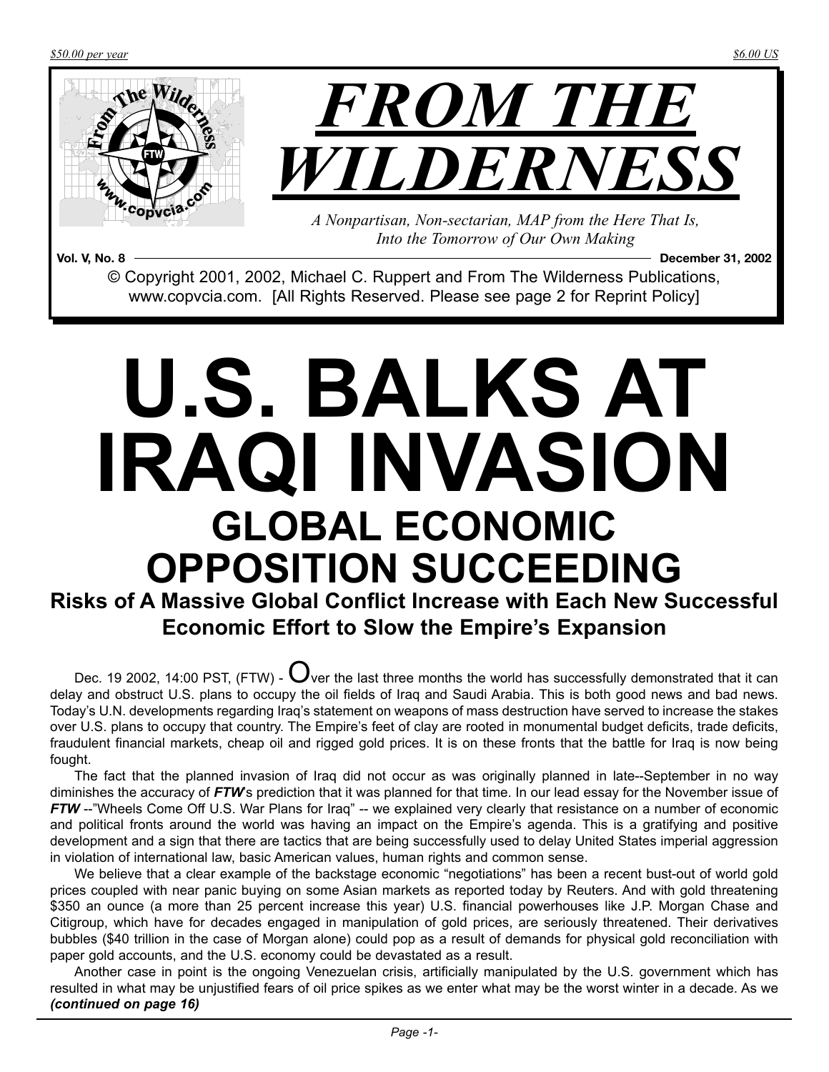$50.00 per year

$6.00 US

# FROM THE WILDERNESS

*A Nonpartisan, Non-sectarian, MAP from the Here That Is, Into the Tomorrow of Our Own Making*

**Vol. V, No. 8** **December 31, 2002**

© Copyright 2001, 2002, Michael C. Ruppert and From The Wilderness Publications, www.copvcia.com. [All Rights Reserved. Please see page 2 for Reprint Policy]

# U.S. BALKS AT IRAQI INVASION

## GLOBAL ECONOMIC OPPOSITION SUCCEEDING

### Risks of A Massive Global Conflict Increase with Each New Successful Economic Effort to Slow the Empire's Expansion

Dec. 19 2002, 14:00 PST, (FTW) - Over the last three months the world has successfully demonstrated that it can delay and obstruct U.S. plans to occupy the oil fields of Iraq and Saudi Arabia. This is both good news and bad news. Today's U.N. developments regarding Iraq's statement on weapons of mass destruction have served to increase the stakes over U.S. plans to occupy that country. The Empire's feet of clay are rooted in monumental budget deficits, trade deficits, fraudulent financial markets, cheap oil and rigged gold prices. It is on these fronts that the battle for Iraq is now being fought.

The fact that the planned invasion of Iraq did not occur as was originally planned in late--September in no way diminishes the accuracy of ***FTW***'s prediction that it was planned for that time. In our lead essay for the November issue of ***FTW*** --"Wheels Come Off U.S. War Plans for Iraq" -- we explained very clearly that resistance on a number of economic and political fronts around the world was having an impact on the Empire's agenda. This is a gratifying and positive development and a sign that there are tactics that are being successfully used to delay United States imperial aggression in violation of international law, basic American values, human rights and common sense.

We believe that a clear example of the backstage economic "negotiations" has been a recent bust-out of world gold prices coupled with near panic buying on some Asian markets as reported today by Reuters. And with gold threatening $350 an ounce (a more than 25 percent increase this year) U.S. financial powerhouses like J.P. Morgan Chase and Citigroup, which have for decades engaged in manipulation of gold prices, are seriously threatened. Their derivatives bubbles ($40 trillion in the case of Morgan alone) could pop as a result of demands for physical gold reconciliation with paper gold accounts, and the U.S. economy could be devastated as a result.

Another case in point is the ongoing Venezuelan crisis, artificially manipulated by the U.S. government which has resulted in what may be unjustified fears of oil price spikes as we enter what may be the worst winter in a decade. As we ***(continued on page 16)***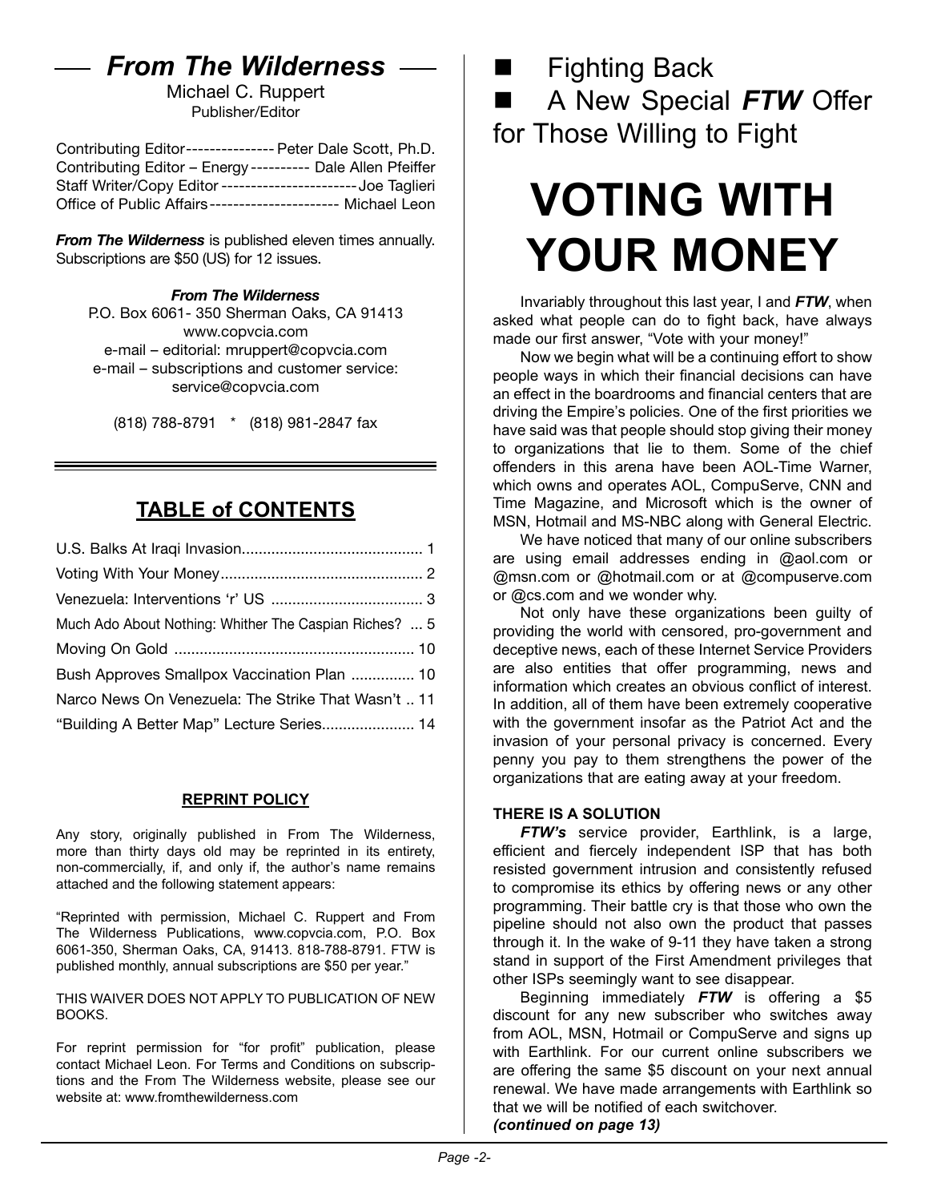## *From The Wilderness*

Michael C. Ruppert
Publisher/Editor

Contributing Editor --------------- Peter Dale Scott, Ph.D.
Contributing Editor – Energy ---------- Dale Allen Pfeiffer
Staff Writer/Copy Editor ----------------------- Joe Taglieri
Office of Public Affairs ---------------------- Michael Leon

***From The Wilderness*** is published eleven times annually. Subscriptions are $50 (US) for 12 issues.

***From The Wilderness***
P.O. Box 6061- 350 Sherman Oaks, CA 91413
www.copvcia.com
e-mail – editorial: mruppert@copvcia.com
e-mail – subscriptions and customer service: service@copvcia.com

(818) 788-8791 * (818) 981-2847 fax

### TABLE of CONTENTS

| | |
|---|---|
| U.S. Balks At Iraqi Invasion | 1 |
| Voting With Your Money | 2 |
| Venezuela: Interventions 'r' US | 3 |
| Much Ado About Nothing: Whither The Caspian Riches? | 5 |
| Moving On Gold | 10 |
| Bush Approves Smallpox Vaccination Plan | 10 |
| Narco News On Venezuela: The Strike That Wasn't | 11 |
| "Building A Better Map" Lecture Series | 14 |

#### REPRINT POLICY

Any story, originally published in From The Wilderness, more than thirty days old may be reprinted in its entirety, non-commercially, if, and only if, the author's name remains attached and the following statement appears:

"Reprinted with permission, Michael C. Ruppert and From The Wilderness Publications, www.copvcia.com, P.O. Box 6061-350, Sherman Oaks, CA, 91413. 818-788-8791. FTW is published monthly, annual subscriptions are $50 per year."

THIS WAIVER DOES NOT APPLY TO PUBLICATION OF NEW BOOKS.

For reprint permission for "for profit" publication, please contact Michael Leon. For Terms and Conditions on subscriptions and the From The Wilderness website, please see our website at: www.fromthewilderness.com

- Fighting Back
- A New Special ***FTW*** Offer for Those Willing to Fight

# VOTING WITH YOUR MONEY

Invariably throughout this last year, I and ***FTW***, when asked what people can do to fight back, have always made our first answer, "Vote with your money!"

Now we begin what will be a continuing effort to show people ways in which their financial decisions can have an effect in the boardrooms and financial centers that are driving the Empire's policies. One of the first priorities we have said was that people should stop giving their money to organizations that lie to them. Some of the chief offenders in this arena have been AOL-Time Warner, which owns and operates AOL, CompuServe, CNN and Time Magazine, and Microsoft which is the owner of MSN, Hotmail and MS-NBC along with General Electric.

We have noticed that many of our online subscribers are using email addresses ending in @aol.com or @msn.com or @hotmail.com or at @compuserve.com or @cs.com and we wonder why.

Not only have these organizations been guilty of providing the world with censored, pro-government and deceptive news, each of these Internet Service Providers are also entities that offer programming, news and information which creates an obvious conflict of interest. In addition, all of them have been extremely cooperative with the government insofar as the Patriot Act and the invasion of your personal privacy is concerned. Every penny you pay to them strengthens the power of the organizations that are eating away at your freedom.

**THERE IS A SOLUTION**

***FTW's*** service provider, Earthlink, is a large, efficient and fiercely independent ISP that has both resisted government intrusion and consistently refused to compromise its ethics by offering news or any other programming. Their battle cry is that those who own the pipeline should not also own the product that passes through it. In the wake of 9-11 they have taken a strong stand in support of the First Amendment privileges that other ISPs seemingly want to see disappear.

Beginning immediately ***FTW*** is offering a $5 discount for any new subscriber who switches away from AOL, MSN, Hotmail or CompuServe and signs up with Earthlink. For our current online subscribers we are offering the same $5 discount on your next annual renewal. We have made arrangements with Earthlink so that we will be notified of each switchover.

***(continued on page 13)***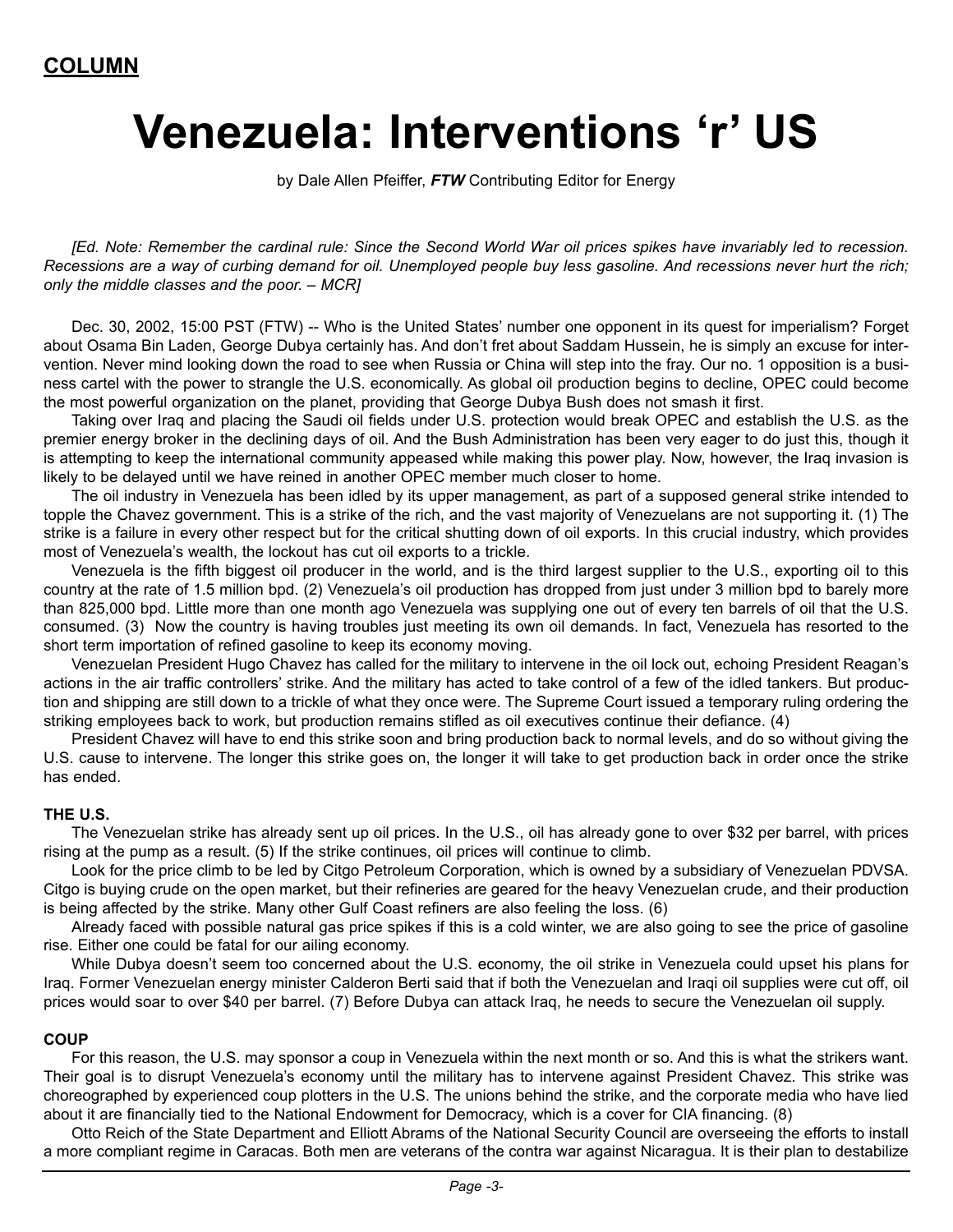**COLUMN**

# Venezuela: Interventions 'r' US

by Dale Allen Pfeiffer, ***FTW*** Contributing Editor for Energy

*[Ed. Note: Remember the cardinal rule: Since the Second World War oil prices spikes have invariably led to recession. Recessions are a way of curbing demand for oil. Unemployed people buy less gasoline. And recessions never hurt the rich; only the middle classes and the poor. – MCR]*

Dec. 30, 2002, 15:00 PST (FTW) -- Who is the United States' number one opponent in its quest for imperialism? Forget about Osama Bin Laden, George Dubya certainly has. And don't fret about Saddam Hussein, he is simply an excuse for intervention. Never mind looking down the road to see when Russia or China will step into the fray. Our no. 1 opposition is a business cartel with the power to strangle the U.S. economically. As global oil production begins to decline, OPEC could become the most powerful organization on the planet, providing that George Dubya Bush does not smash it first.

Taking over Iraq and placing the Saudi oil fields under U.S. protection would break OPEC and establish the U.S. as the premier energy broker in the declining days of oil. And the Bush Administration has been very eager to do just this, though it is attempting to keep the international community appeased while making this power play. Now, however, the Iraq invasion is likely to be delayed until we have reined in another OPEC member much closer to home.

The oil industry in Venezuela has been idled by its upper management, as part of a supposed general strike intended to topple the Chavez government. This is a strike of the rich, and the vast majority of Venezuelans are not supporting it. (1) The strike is a failure in every other respect but for the critical shutting down of oil exports. In this crucial industry, which provides most of Venezuela's wealth, the lockout has cut oil exports to a trickle.

Venezuela is the fifth biggest oil producer in the world, and is the third largest supplier to the U.S., exporting oil to this country at the rate of 1.5 million bpd. (2) Venezuela's oil production has dropped from just under 3 million bpd to barely more than 825,000 bpd. Little more than one month ago Venezuela was supplying one out of every ten barrels of oil that the U.S. consumed. (3) Now the country is having troubles just meeting its own oil demands. In fact, Venezuela has resorted to the short term importation of refined gasoline to keep its economy moving.

Venezuelan President Hugo Chavez has called for the military to intervene in the oil lock out, echoing President Reagan's actions in the air traffic controllers' strike. And the military has acted to take control of a few of the idled tankers. But production and shipping are still down to a trickle of what they once were. The Supreme Court issued a temporary ruling ordering the striking employees back to work, but production remains stifled as oil executives continue their defiance. (4)

President Chavez will have to end this strike soon and bring production back to normal levels, and do so without giving the U.S. cause to intervene. The longer this strike goes on, the longer it will take to get production back in order once the strike has ended.

### THE U.S.

The Venezuelan strike has already sent up oil prices. In the U.S., oil has already gone to over $32 per barrel, with prices rising at the pump as a result. (5) If the strike continues, oil prices will continue to climb.

Look for the price climb to be led by Citgo Petroleum Corporation, which is owned by a subsidiary of Venezuelan PDVSA. Citgo is buying crude on the open market, but their refineries are geared for the heavy Venezuelan crude, and their production is being affected by the strike. Many other Gulf Coast refiners are also feeling the loss. (6)

Already faced with possible natural gas price spikes if this is a cold winter, we are also going to see the price of gasoline rise. Either one could be fatal for our ailing economy.

While Dubya doesn't seem too concerned about the U.S. economy, the oil strike in Venezuela could upset his plans for Iraq. Former Venezuelan energy minister Calderon Berti said that if both the Venezuelan and Iraqi oil supplies were cut off, oil prices would soar to over $40 per barrel. (7) Before Dubya can attack Iraq, he needs to secure the Venezuelan oil supply.

### COUP

For this reason, the U.S. may sponsor a coup in Venezuela within the next month or so. And this is what the strikers want. Their goal is to disrupt Venezuela's economy until the military has to intervene against President Chavez. This strike was choreographed by experienced coup plotters in the U.S. The unions behind the strike, and the corporate media who have lied about it are financially tied to the National Endowment for Democracy, which is a cover for CIA financing. (8)

Otto Reich of the State Department and Elliott Abrams of the National Security Council are overseeing the efforts to install a more compliant regime in Caracas. Both men are veterans of the contra war against Nicaragua. It is their plan to destabilize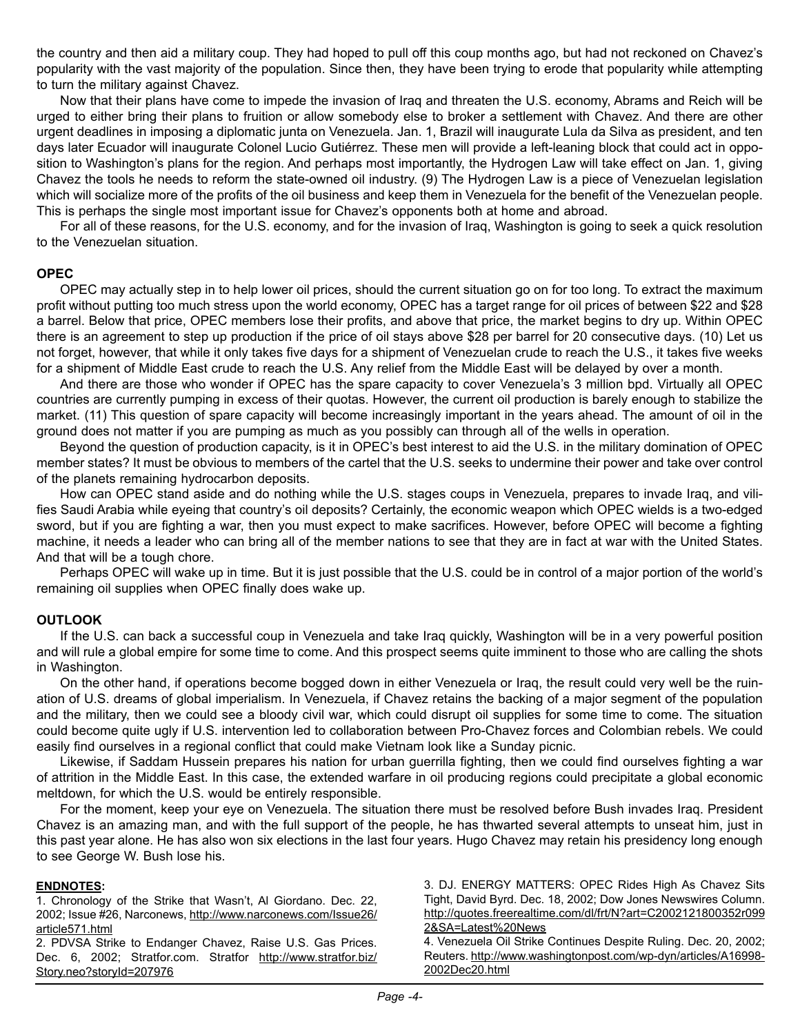the country and then aid a military coup. They had hoped to pull off this coup months ago, but had not reckoned on Chavez's popularity with the vast majority of the population. Since then, they have been trying to erode that popularity while attempting to turn the military against Chavez.

Now that their plans have come to impede the invasion of Iraq and threaten the U.S. economy, Abrams and Reich will be urged to either bring their plans to fruition or allow somebody else to broker a settlement with Chavez. And there are other urgent deadlines in imposing a diplomatic junta on Venezuela. Jan. 1, Brazil will inaugurate Lula da Silva as president, and ten days later Ecuador will inaugurate Colonel Lucio Gutiérrez. These men will provide a left-leaning block that could act in opposition to Washington's plans for the region. And perhaps most importantly, the Hydrogen Law will take effect on Jan. 1, giving Chavez the tools he needs to reform the state-owned oil industry. (9) The Hydrogen Law is a piece of Venezuelan legislation which will socialize more of the profits of the oil business and keep them in Venezuela for the benefit of the Venezuelan people. This is perhaps the single most important issue for Chavez's opponents both at home and abroad.

For all of these reasons, for the U.S. economy, and for the invasion of Iraq, Washington is going to seek a quick resolution to the Venezuelan situation.

**OPEC**

OPEC may actually step in to help lower oil prices, should the current situation go on for too long. To extract the maximum profit without putting too much stress upon the world economy, OPEC has a target range for oil prices of between $22 and $28 a barrel. Below that price, OPEC members lose their profits, and above that price, the market begins to dry up. Within OPEC there is an agreement to step up production if the price of oil stays above $28 per barrel for 20 consecutive days. (10) Let us not forget, however, that while it only takes five days for a shipment of Venezuelan crude to reach the U.S., it takes five weeks for a shipment of Middle East crude to reach the U.S. Any relief from the Middle East will be delayed by over a month.

And there are those who wonder if OPEC has the spare capacity to cover Venezuela's 3 million bpd. Virtually all OPEC countries are currently pumping in excess of their quotas. However, the current oil production is barely enough to stabilize the market. (11) This question of spare capacity will become increasingly important in the years ahead. The amount of oil in the ground does not matter if you are pumping as much as you possibly can through all of the wells in operation.

Beyond the question of production capacity, is it in OPEC's best interest to aid the U.S. in the military domination of OPEC member states? It must be obvious to members of the cartel that the U.S. seeks to undermine their power and take over control of the planets remaining hydrocarbon deposits.

How can OPEC stand aside and do nothing while the U.S. stages coups in Venezuela, prepares to invade Iraq, and vilifies Saudi Arabia while eyeing that country's oil deposits? Certainly, the economic weapon which OPEC wields is a two-edged sword, but if you are fighting a war, then you must expect to make sacrifices. However, before OPEC will become a fighting machine, it needs a leader who can bring all of the member nations to see that they are in fact at war with the United States. And that will be a tough chore.

Perhaps OPEC will wake up in time. But it is just possible that the U.S. could be in control of a major portion of the world's remaining oil supplies when OPEC finally does wake up.

**OUTLOOK**

If the U.S. can back a successful coup in Venezuela and take Iraq quickly, Washington will be in a very powerful position and will rule a global empire for some time to come. And this prospect seems quite imminent to those who are calling the shots in Washington.

On the other hand, if operations become bogged down in either Venezuela or Iraq, the result could very well be the ruination of U.S. dreams of global imperialism. In Venezuela, if Chavez retains the backing of a major segment of the population and the military, then we could see a bloody civil war, which could disrupt oil supplies for some time to come. The situation could become quite ugly if U.S. intervention led to collaboration between Pro-Chavez forces and Colombian rebels. We could easily find ourselves in a regional conflict that could make Vietnam look like a Sunday picnic.

Likewise, if Saddam Hussein prepares his nation for urban guerrilla fighting, then we could find ourselves fighting a war of attrition in the Middle East. In this case, the extended warfare in oil producing regions could precipitate a global economic meltdown, for which the U.S. would be entirely responsible.

For the moment, keep your eye on Venezuela. The situation there must be resolved before Bush invades Iraq. President Chavez is an amazing man, and with the full support of the people, he has thwarted several attempts to unseat him, just in this past year alone. He has also won six elections in the last four years. Hugo Chavez may retain his presidency long enough to see George W. Bush lose his.

**ENDNOTES:**

1. Chronology of the Strike that Wasn't, Al Giordano. Dec. 22, 2002; Issue #26, Narconews, http://www.narconews.com/Issue26/article571.html
2. PDVSA Strike to Endanger Chavez, Raise U.S. Gas Prices. Dec. 6, 2002; Stratfor.com. Stratfor http://www.stratfor.biz/Story.neo?storyId=207976
3. DJ. ENERGY MATTERS: OPEC Rides High As Chavez Sits Tight, David Byrd. Dec. 18, 2002; Dow Jones Newswires Column. http://quotes.freerealtime.com/dl/frt/N?art=C2002121800352r0992&SA=Latest%20News
4. Venezuela Oil Strike Continues Despite Ruling. Dec. 20, 2002; Reuters. http://www.washingtonpost.com/wp-dyn/articles/A16998-2002Dec20.html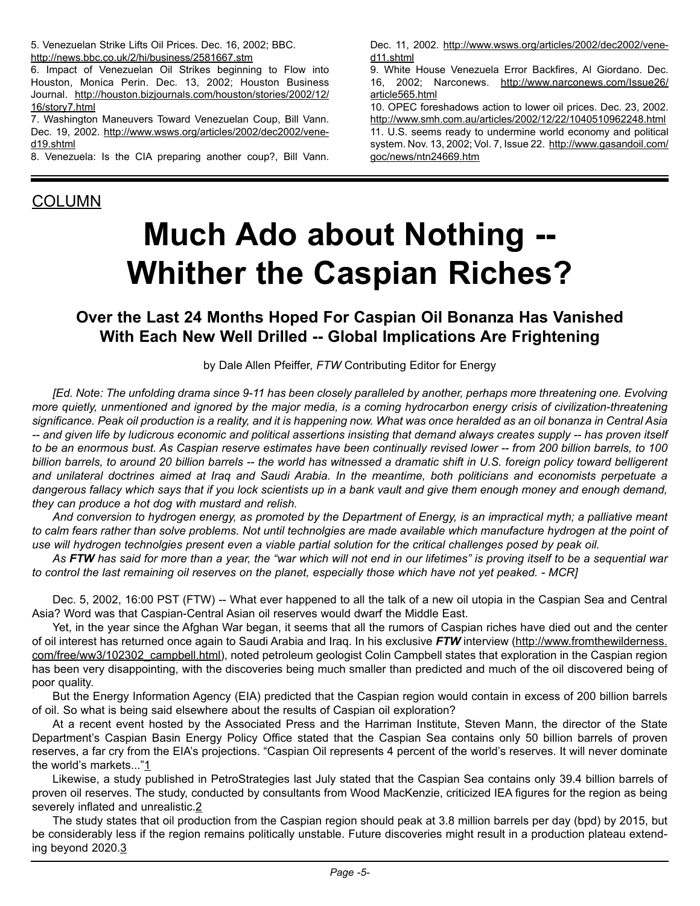5. Venezuelan Strike Lifts Oil Prices. Dec. 16, 2002; BBC. http://news.bbc.co.uk/2/hi/business/2581667.stm
6. Impact of Venezuelan Oil Strikes beginning to Flow into Houston, Monica Perin. Dec. 13, 2002; Houston Business Journal. http://houston.bizjournals.com/houston/stories/2002/12/16/story7.html
7. Washington Maneuvers Toward Venezuelan Coup, Bill Vann. Dec. 19, 2002. http://www.wsws.org/articles/2002/dec2002/vene-d19.shtml
8. Venezuela: Is the CIA preparing another coup?, Bill Vann. Dec. 11, 2002. http://www.wsws.org/articles/2002/dec2002/vene-d11.shtml
9. White House Venezuela Error Backfires, Al Giordano. Dec. 16, 2002; Narconews. http://www.narconews.com/Issue26/article565.html
10. OPEC foreshadows action to lower oil prices. Dec. 23, 2002. http://www.smh.com.au/articles/2002/12/22/1040510962248.html
11. U.S. seems ready to undermine world economy and political system. Nov. 13, 2002; Vol. 7, Issue 22. http://www.gasandoil.com/goc/news/ntn24669.htm

---

COLUMN

# Much Ado about Nothing -- Whither the Caspian Riches?

## Over the Last 24 Months Hoped For Caspian Oil Bonanza Has Vanished With Each New Well Drilled -- Global Implications Are Frightening

by Dale Allen Pfeiffer, *FTW* Contributing Editor for Energy

*[Ed. Note: The unfolding drama since 9-11 has been closely paralleled by another, perhaps more threatening one. Evolving more quietly, unmentioned and ignored by the major media, is a coming hydrocarbon energy crisis of civilization-threatening significance. Peak oil production is a reality, and it is happening now. What was once heralded as an oil bonanza in Central Asia -- and given life by ludicrous economic and political assertions insisting that demand always creates supply -- has proven itself to be an enormous bust. As Caspian reserve estimates have been continually revised lower -- from 200 billion barrels, to 100 billion barrels, to around 20 billion barrels -- the world has witnessed a dramatic shift in U.S. foreign policy toward belligerent and unilateral doctrines aimed at Iraq and Saudi Arabia. In the meantime, both politicians and economists perpetuate a dangerous fallacy which says that if you lock scientists up in a bank vault and give them enough money and enough demand, they can produce a hot dog with mustard and relish.*

*And conversion to hydrogen energy, as promoted by the Department of Energy, is an impractical myth; a palliative meant to calm fears rather than solve problems. Not until technolgies are made available which manufacture hydrogen at the point of use will hydrogen technolgies present even a viable partial solution for the critical challenges posed by peak oil.*

*As **FTW** has said for more than a year, the "war which will not end in our lifetimes" is proving itself to be a sequential war to control the last remaining oil reserves on the planet, especially those which have not yet peaked. - MCR]*

Dec. 5, 2002, 16:00 PST (FTW) -- What ever happened to all the talk of a new oil utopia in the Caspian Sea and Central Asia? Word was that Caspian-Central Asian oil reserves would dwarf the Middle East.

Yet, in the year since the Afghan War began, it seems that all the rumors of Caspian riches have died out and the center of oil interest has returned once again to Saudi Arabia and Iraq. In his exclusive ***FTW*** interview (http://www.fromthewilderness.com/free/ww3/102302_campbell.html), noted petroleum geologist Colin Campbell states that exploration in the Caspian region has been very disappointing, with the discoveries being much smaller than predicted and much of the oil discovered being of poor quality.

But the Energy Information Agency (EIA) predicted that the Caspian region would contain in excess of 200 billion barrels of oil. So what is being said elsewhere about the results of Caspian oil exploration?

At a recent event hosted by the Associated Press and the Harriman Institute, Steven Mann, the director of the State Department's Caspian Basin Energy Policy Office stated that the Caspian Sea contains only 50 billion barrels of proven reserves, a far cry from the EIA's projections. "Caspian Oil represents 4 percent of the world's reserves. It will never dominate the world's markets..."[1]

Likewise, a study published in PetroStrategies last July stated that the Caspian Sea contains only 39.4 billion barrels of proven oil reserves. The study, conducted by consultants from Wood MacKenzie, criticized IEA figures for the region as being severely inflated and unrealistic.[2]

The study states that oil production from the Caspian region should peak at 3.8 million barrels per day (bpd) by 2015, but be considerably less if the region remains politically unstable. Future discoveries might result in a production plateau extending beyond 2020.[3]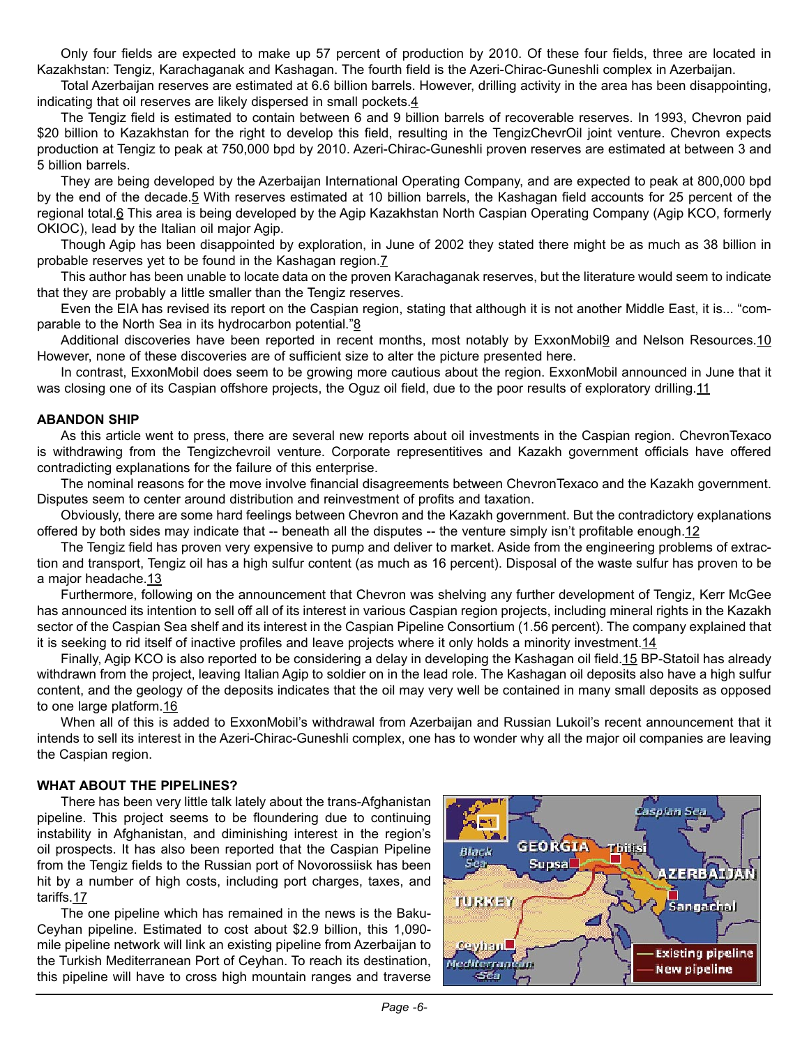Only four fields are expected to make up 57 percent of production by 2010. Of these four fields, three are located in Kazakhstan: Tengiz, Karachaganak and Kashagan. The fourth field is the Azeri-Chirac-Guneshli complex in Azerbaijan.

Total Azerbaijan reserves are estimated at 6.6 billion barrels. However, drilling activity in the area has been disappointing, indicating that oil reserves are likely dispersed in small pockets.4

The Tengiz field is estimated to contain between 6 and 9 billion barrels of recoverable reserves. In 1993, Chevron paid $20 billion to Kazakhstan for the right to develop this field, resulting in the TengizChevrOil joint venture. Chevron expects production at Tengiz to peak at 750,000 bpd by 2010. Azeri-Chirac-Guneshli proven reserves are estimated at between 3 and 5 billion barrels.

They are being developed by the Azerbaijan International Operating Company, and are expected to peak at 800,000 bpd by the end of the decade.5 With reserves estimated at 10 billion barrels, the Kashagan field accounts for 25 percent of the regional total.6 This area is being developed by the Agip Kazakhstan North Caspian Operating Company (Agip KCO, formerly OKIOC), lead by the Italian oil major Agip.

Though Agip has been disappointed by exploration, in June of 2002 they stated there might be as much as 38 billion in probable reserves yet to be found in the Kashagan region.7

This author has been unable to locate data on the proven Karachaganak reserves, but the literature would seem to indicate that they are probably a little smaller than the Tengiz reserves.

Even the EIA has revised its report on the Caspian region, stating that although it is not another Middle East, it is... "comparable to the North Sea in its hydrocarbon potential."8

Additional discoveries have been reported in recent months, most notably by ExxonMobil9 and Nelson Resources.10 However, none of these discoveries are of sufficient size to alter the picture presented here.

In contrast, ExxonMobil does seem to be growing more cautious about the region. ExxonMobil announced in June that it was closing one of its Caspian offshore projects, the Oguz oil field, due to the poor results of exploratory drilling.11

**ABANDON SHIP**

As this article went to press, there are several new reports about oil investments in the Caspian region. ChevronTexaco is withdrawing from the Tengizchevroil venture. Corporate representitives and Kazakh government officials have offered contradicting explanations for the failure of this enterprise.

The nominal reasons for the move involve financial disagreements between ChevronTexaco and the Kazakh government. Disputes seem to center around distribution and reinvestment of profits and taxation.

Obviously, there are some hard feelings between Chevron and the Kazakh government. But the contradictory explanations offered by both sides may indicate that -- beneath all the disputes -- the venture simply isn't profitable enough.12

The Tengiz field has proven very expensive to pump and deliver to market. Aside from the engineering problems of extraction and transport, Tengiz oil has a high sulfur content (as much as 16 percent). Disposal of the waste sulfur has proven to be a major headache.13

Furthermore, following on the announcement that Chevron was shelving any further development of Tengiz, Kerr McGee has announced its intention to sell off all of its interest in various Caspian region projects, including mineral rights in the Kazakh sector of the Caspian Sea shelf and its interest in the Caspian Pipeline Consortium (1.56 percent). The company explained that it is seeking to rid itself of inactive profiles and leave projects where it only holds a minority investment.14

Finally, Agip KCO is also reported to be considering a delay in developing the Kashagan oil field.15 BP-Statoil has already withdrawn from the project, leaving Italian Agip to soldier on in the lead role. The Kashagan oil deposits also have a high sulfur content, and the geology of the deposits indicates that the oil may very well be contained in many small deposits as opposed to one large platform.16

When all of this is added to ExxonMobil's withdrawal from Azerbaijan and Russian Lukoil's recent announcement that it intends to sell its interest in the Azeri-Chirac-Guneshli complex, one has to wonder why all the major oil companies are leaving the Caspian region.

**WHAT ABOUT THE PIPELINES?**

There has been very little talk lately about the trans-Afghanistan pipeline. This project seems to be floundering due to continuing instability in Afghanistan, and diminishing interest in the region's oil prospects. It has also been reported that the Caspian Pipeline from the Tengiz fields to the Russian port of Novorossiisk has been hit by a number of high costs, including port charges, taxes, and tariffs.17

The one pipeline which has remained in the news is the Baku-Ceyhan pipeline. Estimated to cost about $2.9 billion, this 1,090-mile pipeline network will link an existing pipeline from Azerbaijan to the Turkish Mediterranean Port of Ceyhan. To reach its destination, this pipeline will have to cross high mountain ranges and traverse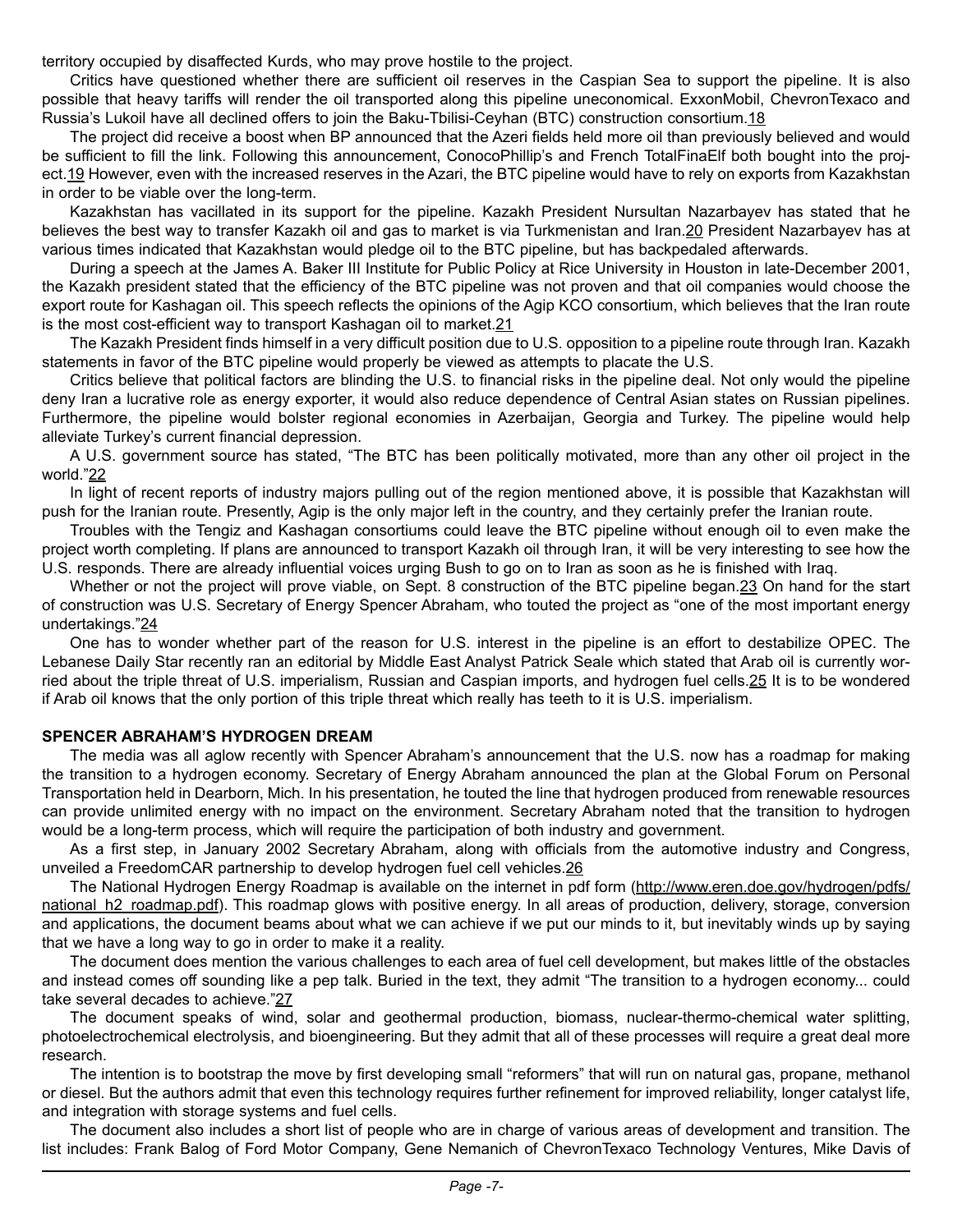territory occupied by disaffected Kurds, who may prove hostile to the project.

Critics have questioned whether there are sufficient oil reserves in the Caspian Sea to support the pipeline. It is also possible that heavy tariffs will render the oil transported along this pipeline uneconomical. ExxonMobil, ChevronTexaco and Russia's Lukoil have all declined offers to join the Baku-Tbilisi-Ceyhan (BTC) construction consortium.[18]

The project did receive a boost when BP announced that the Azeri fields held more oil than previously believed and would be sufficient to fill the link. Following this announcement, ConocoPhillip's and French TotalFinaElf both bought into the project.[19] However, even with the increased reserves in the Azari, the BTC pipeline would have to rely on exports from Kazakhstan in order to be viable over the long-term.

Kazakhstan has vacillated in its support for the pipeline. Kazakh President Nursultan Nazarbayev has stated that he believes the best way to transfer Kazakh oil and gas to market is via Turkmenistan and Iran.[20] President Nazarbayev has at various times indicated that Kazakhstan would pledge oil to the BTC pipeline, but has backpedaled afterwards.

During a speech at the James A. Baker III Institute for Public Policy at Rice University in Houston in late-December 2001, the Kazakh president stated that the efficiency of the BTC pipeline was not proven and that oil companies would choose the export route for Kashagan oil. This speech reflects the opinions of the Agip KCO consortium, which believes that the Iran route is the most cost-efficient way to transport Kashagan oil to market.[21]

The Kazakh President finds himself in a very difficult position due to U.S. opposition to a pipeline route through Iran. Kazakh statements in favor of the BTC pipeline would properly be viewed as attempts to placate the U.S.

Critics believe that political factors are blinding the U.S. to financial risks in the pipeline deal. Not only would the pipeline deny Iran a lucrative role as energy exporter, it would also reduce dependence of Central Asian states on Russian pipelines. Furthermore, the pipeline would bolster regional economies in Azerbaijan, Georgia and Turkey. The pipeline would help alleviate Turkey's current financial depression.

A U.S. government source has stated, "The BTC has been politically motivated, more than any other oil project in the world."[22]

In light of recent reports of industry majors pulling out of the region mentioned above, it is possible that Kazakhstan will push for the Iranian route. Presently, Agip is the only major left in the country, and they certainly prefer the Iranian route.

Troubles with the Tengiz and Kashagan consortiums could leave the BTC pipeline without enough oil to even make the project worth completing. If plans are announced to transport Kazakh oil through Iran, it will be very interesting to see how the U.S. responds. There are already influential voices urging Bush to go on to Iran as soon as he is finished with Iraq.

Whether or not the project will prove viable, on Sept. 8 construction of the BTC pipeline began.[23] On hand for the start of construction was U.S. Secretary of Energy Spencer Abraham, who touted the project as "one of the most important energy undertakings."[24]

One has to wonder whether part of the reason for U.S. interest in the pipeline is an effort to destabilize OPEC. The Lebanese Daily Star recently ran an editorial by Middle East Analyst Patrick Seale which stated that Arab oil is currently worried about the triple threat of U.S. imperialism, Russian and Caspian imports, and hydrogen fuel cells.[25] It is to be wondered if Arab oil knows that the only portion of this triple threat which really has teeth to it is U.S. imperialism.

## SPENCER ABRAHAM'S HYDROGEN DREAM

The media was all aglow recently with Spencer Abraham's announcement that the U.S. now has a roadmap for making the transition to a hydrogen economy. Secretary of Energy Abraham announced the plan at the Global Forum on Personal Transportation held in Dearborn, Mich. In his presentation, he touted the line that hydrogen produced from renewable resources can provide unlimited energy with no impact on the environment. Secretary Abraham noted that the transition to hydrogen would be a long-term process, which will require the participation of both industry and government.

As a first step, in January 2002 Secretary Abraham, along with officials from the automotive industry and Congress, unveiled a FreedomCAR partnership to develop hydrogen fuel cell vehicles.[26]

The National Hydrogen Energy Roadmap is available on the internet in pdf form (http://www.eren.doe.gov/hydrogen/pdfs/national_h2_roadmap.pdf). This roadmap glows with positive energy. In all areas of production, delivery, storage, conversion and applications, the document beams about what we can achieve if we put our minds to it, but inevitably winds up by saying that we have a long way to go in order to make it a reality.

The document does mention the various challenges to each area of fuel cell development, but makes little of the obstacles and instead comes off sounding like a pep talk. Buried in the text, they admit "The transition to a hydrogen economy... could take several decades to achieve."[27]

The document speaks of wind, solar and geothermal production, biomass, nuclear-thermo-chemical water splitting, photoelectrochemical electrolysis, and bioengineering. But they admit that all of these processes will require a great deal more research.

The intention is to bootstrap the move by first developing small "reformers" that will run on natural gas, propane, methanol or diesel. But the authors admit that even this technology requires further refinement for improved reliability, longer catalyst life, and integration with storage systems and fuel cells.

The document also includes a short list of people who are in charge of various areas of development and transition. The list includes: Frank Balog of Ford Motor Company, Gene Nemanich of ChevronTexaco Technology Ventures, Mike Davis of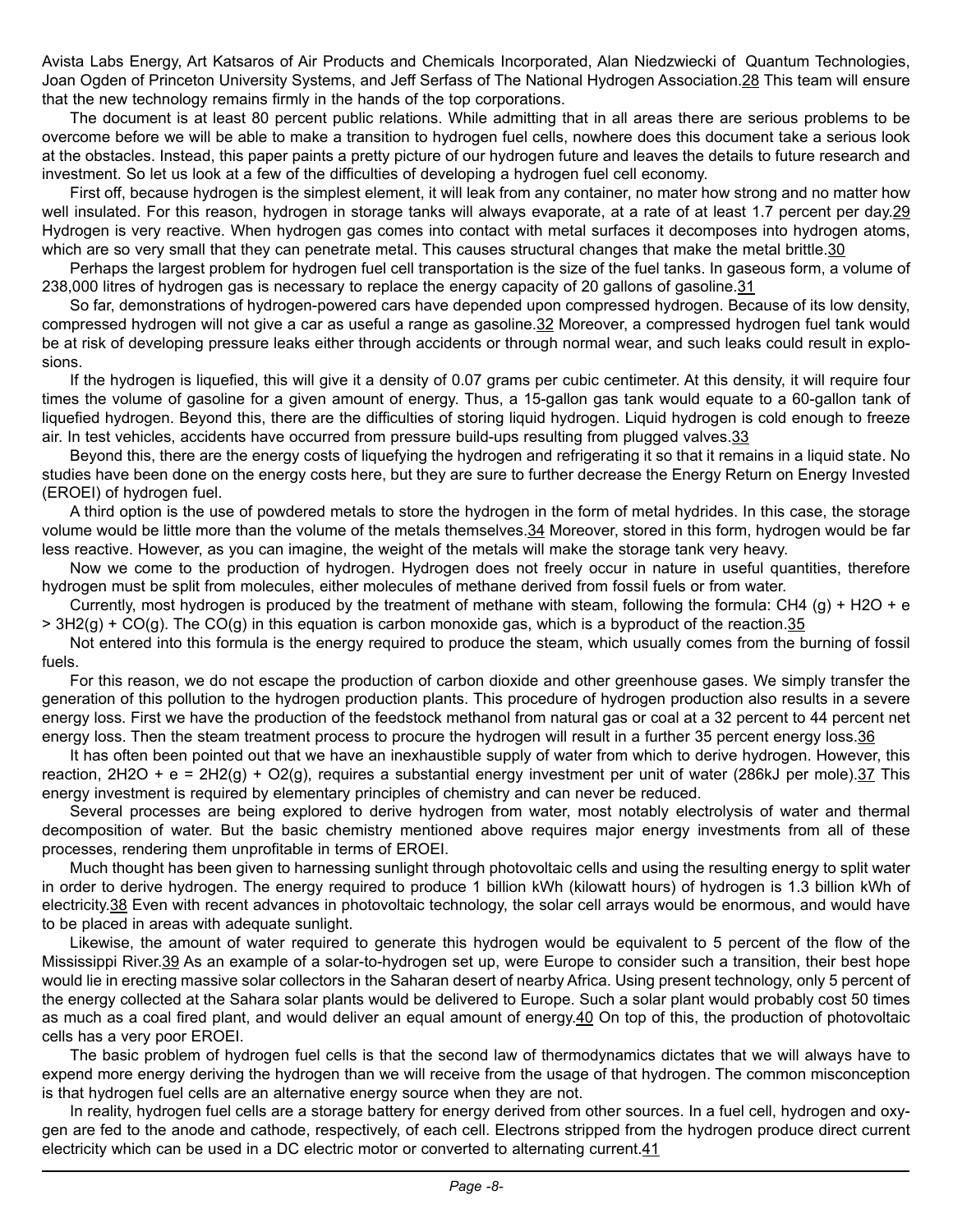Avista Labs Energy, Art Katsaros of Air Products and Chemicals Incorporated, Alan Niedzwiecki of Quantum Technologies, Joan Ogden of Princeton University Systems, and Jeff Serfass of The National Hydrogen Association.[28] This team will ensure that the new technology remains firmly in the hands of the top corporations.

The document is at least 80 percent public relations. While admitting that in all areas there are serious problems to be overcome before we will be able to make a transition to hydrogen fuel cells, nowhere does this document take a serious look at the obstacles. Instead, this paper paints a pretty picture of our hydrogen future and leaves the details to future research and investment. So let us look at a few of the difficulties of developing a hydrogen fuel cell economy.

First off, because hydrogen is the simplest element, it will leak from any container, no mater how strong and no matter how well insulated. For this reason, hydrogen in storage tanks will always evaporate, at a rate of at least 1.7 percent per day.[29] Hydrogen is very reactive. When hydrogen gas comes into contact with metal surfaces it decomposes into hydrogen atoms, which are so very small that they can penetrate metal. This causes structural changes that make the metal brittle.[30]

Perhaps the largest problem for hydrogen fuel cell transportation is the size of the fuel tanks. In gaseous form, a volume of 238,000 litres of hydrogen gas is necessary to replace the energy capacity of 20 gallons of gasoline.[31]

So far, demonstrations of hydrogen-powered cars have depended upon compressed hydrogen. Because of its low density, compressed hydrogen will not give a car as useful a range as gasoline.[32] Moreover, a compressed hydrogen fuel tank would be at risk of developing pressure leaks either through accidents or through normal wear, and such leaks could result in explosions.

If the hydrogen is liquefied, this will give it a density of 0.07 grams per cubic centimeter. At this density, it will require four times the volume of gasoline for a given amount of energy. Thus, a 15-gallon gas tank would equate to a 60-gallon tank of liquefied hydrogen. Beyond this, there are the difficulties of storing liquid hydrogen. Liquid hydrogen is cold enough to freeze air. In test vehicles, accidents have occurred from pressure build-ups resulting from plugged valves.[33]

Beyond this, there are the energy costs of liquefying the hydrogen and refrigerating it so that it remains in a liquid state. No studies have been done on the energy costs here, but they are sure to further decrease the Energy Return on Energy Invested (EROEI) of hydrogen fuel.

A third option is the use of powdered metals to store the hydrogen in the form of metal hydrides. In this case, the storage volume would be little more than the volume of the metals themselves.[34] Moreover, stored in this form, hydrogen would be far less reactive. However, as you can imagine, the weight of the metals will make the storage tank very heavy.

Now we come to the production of hydrogen. Hydrogen does not freely occur in nature in useful quantities, therefore hydrogen must be split from molecules, either molecules of methane derived from fossil fuels or from water.

Currently, most hydrogen is produced by the treatment of methane with steam, following the formula: $CH_4 (g) + H_2O + e > 3H_2(g) + CO(g)$. The CO(g) in this equation is carbon monoxide gas, which is a byproduct of the reaction.[35]

Not entered into this formula is the energy required to produce the steam, which usually comes from the burning of fossil fuels.

For this reason, we do not escape the production of carbon dioxide and other greenhouse gases. We simply transfer the generation of this pollution to the hydrogen production plants. This procedure of hydrogen production also results in a severe energy loss. First we have the production of the feedstock methanol from natural gas or coal at a 32 percent to 44 percent net energy loss. Then the steam treatment process to procure the hydrogen will result in a further 35 percent energy loss.[36]

It has often been pointed out that we have an inexhaustible supply of water from which to derive hydrogen. However, this reaction, $2H_2O + e = 2H_2(g) + O_2(g)$, requires a substantial energy investment per unit of water (286kJ per mole).[37] This energy investment is required by elementary principles of chemistry and can never be reduced.

Several processes are being explored to derive hydrogen from water, most notably electrolysis of water and thermal decomposition of water. But the basic chemistry mentioned above requires major energy investments from all of these processes, rendering them unprofitable in terms of EROEI.

Much thought has been given to harnessing sunlight through photovoltaic cells and using the resulting energy to split water in order to derive hydrogen. The energy required to produce 1 billion kWh (kilowatt hours) of hydrogen is 1.3 billion kWh of electricity.[38] Even with recent advances in photovoltaic technology, the solar cell arrays would be enormous, and would have to be placed in areas with adequate sunlight.

Likewise, the amount of water required to generate this hydrogen would be equivalent to 5 percent of the flow of the Mississippi River.[39] As an example of a solar-to-hydrogen set up, were Europe to consider such a transition, their best hope would lie in erecting massive solar collectors in the Saharan desert of nearby Africa. Using present technology, only 5 percent of the energy collected at the Sahara solar plants would be delivered to Europe. Such a solar plant would probably cost 50 times as much as a coal fired plant, and would deliver an equal amount of energy.[40] On top of this, the production of photovoltaic cells has a very poor EROEI.

The basic problem of hydrogen fuel cells is that the second law of thermodynamics dictates that we will always have to expend more energy deriving the hydrogen than we will receive from the usage of that hydrogen. The common misconception is that hydrogen fuel cells are an alternative energy source when they are not.

In reality, hydrogen fuel cells are a storage battery for energy derived from other sources. In a fuel cell, hydrogen and oxygen are fed to the anode and cathode, respectively, of each cell. Electrons stripped from the hydrogen produce direct current electricity which can be used in a DC electric motor or converted to alternating current.[41]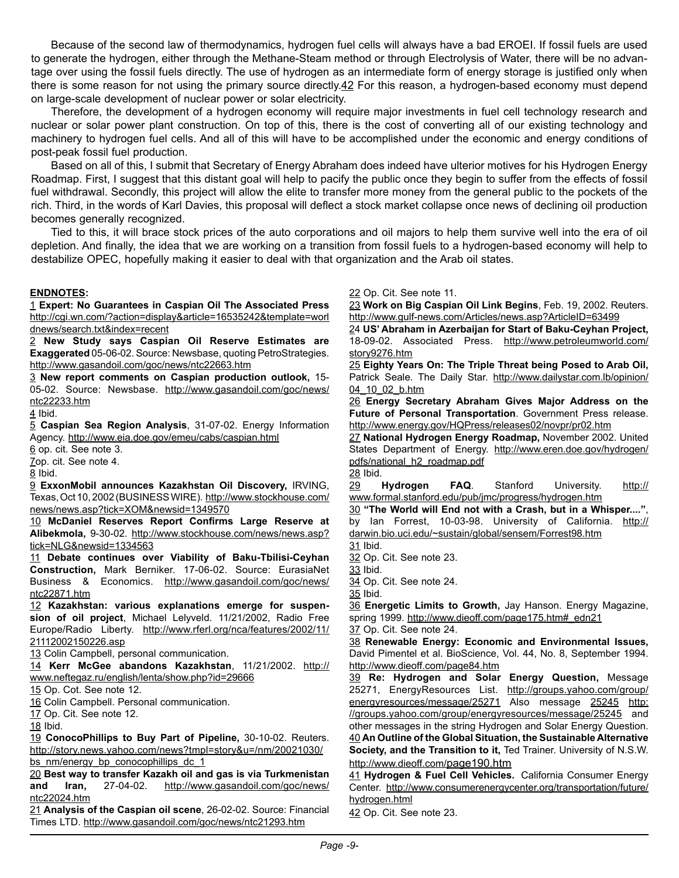Because of the second law of thermodynamics, hydrogen fuel cells will always have a bad EROEI. If fossil fuels are used to generate the hydrogen, either through the Methane-Steam method or through Electrolysis of Water, there will be no advantage over using the fossil fuels directly. The use of hydrogen as an intermediate form of energy storage is justified only when there is some reason for not using the primary source directly.42 For this reason, a hydrogen-based economy must depend on large-scale development of nuclear power or solar electricity.

Therefore, the development of a hydrogen economy will require major investments in fuel cell technology research and nuclear or solar power plant construction. On top of this, there is the cost of converting all of our existing technology and machinery to hydrogen fuel cells. And all of this will have to be accomplished under the economic and energy conditions of post-peak fossil fuel production.

Based on all of this, I submit that Secretary of Energy Abraham does indeed have ulterior motives for his Hydrogen Energy Roadmap. First, I suggest that this distant goal will help to pacify the public once they begin to suffer from the effects of fossil fuel withdrawal. Secondly, this project will allow the elite to transfer more money from the general public to the pockets of the rich. Third, in the words of Karl Davies, this proposal will deflect a stock market collapse once news of declining oil production becomes generally recognized.

Tied to this, it will brace stock prices of the auto corporations and oil majors to help them survive well into the era of oil depletion. And finally, the idea that we are working on a transition from fossil fuels to a hydrogen-based economy will help to destabilize OPEC, hopefully making it easier to deal with that organization and the Arab oil states.

**ENDNOTES:**

1 **Expert: No Guarantees in Caspian Oil The Associated Press** http://cgi.wn.com/?action=display&article=16535242&template=worldnews/search.txt&index=recent

2 **New Study says Caspian Oil Reserve Estimates are Exaggerated** 05-06-02. Source: Newsbase, quoting PetroStrategies. http://www.gasandoil.com/goc/news/ntc22663.htm

3 **New report comments on Caspian production outlook,** 15-05-02. Source: Newsbase. http://www.gasandoil.com/goc/news/ntc22233.htm

4 Ibid.

5 **Caspian Sea Region Analysis**, 31-07-02. Energy Information Agency. http://www.eia.doe.gov/emeu/cabs/caspian.html

6 op. cit. See note 3.

7op. cit. See note 4.

8 Ibid.

9 **ExxonMobil announces Kazakhstan Oil Discovery,** IRVING, Texas, Oct 10, 2002 (BUSINESS WIRE). http://www.stockhouse.com/news/news.asp?tick=XOM&newsid=1349570

10 **McDaniel Reserves Report Confirms Large Reserve at Alibekmola,** 9-30-02. http://www.stockhouse.com/news/news.asp?tick=NLG&newsid=1334563

11 **Debate continues over Viability of Baku-Tbilisi-Ceyhan Construction,** Mark Berniker. 17-06-02. Source: EurasiaNet Business & Economics. http://www.gasandoil.com/goc/news/ntc22871.htm

12 **Kazakhstan: various explanations emerge for suspension of oil project**, Michael Lelyveld. 11/21/2002, Radio Free Europe/Radio Liberty. http://www.rferl.org/nca/features/2002/11/21112002150226.asp

13 Colin Campbell, personal communication.

14 **Kerr McGee abandons Kazakhstan**, 11/21/2002. http://www.neftegaz.ru/english/lenta/show.php?id=29666

15 Op. Cot. See note 12.

16 Colin Campbell. Personal communication.

17 Op. Cit. See note 12.

18 Ibid.

19 **ConocoPhillips to Buy Part of Pipeline,** 30-10-02. Reuters. http://story.news.yahoo.com/news?tmpl=story&u=/nm/20021030/bs_nm/energy_bp_conocophillips_dc_1

20 **Best way to transfer Kazakh oil and gas is via Turkmenistan and Iran,** 27-04-02. http://www.gasandoil.com/goc/news/ntc22024.htm

21 **Analysis of the Caspian oil scene**, 26-02-02. Source: Financial Times LTD. http://www.gasandoil.com/goc/news/ntc21293.htm

22 Op. Cit. See note 11.

23 **Work on Big Caspian Oil Link Begins**, Feb. 19, 2002. Reuters. http://www.gulf-news.com/Articles/news.asp?ArticleID=63499

24 **US' Abraham in Azerbaijan for Start of Baku-Ceyhan Project,** 18-09-02. Associated Press. http://www.petroleumworld.com/story9276.htm

25 **Eighty Years On: The Triple Threat being Posed to Arab Oil,** Patrick Seale. The Daily Star. http://www.dailystar.com.lb/opinion/04_10_02_b.htm

26 **Energy Secretary Abraham Gives Major Address on the Future of Personal Transportation**. Government Press release. http://www.energy.gov/HQPress/releases02/novpr/pr02.htm

27 **National Hydrogen Energy Roadmap,** November 2002. United States Department of Energy. http://www.eren.doe.gov/hydrogen/pdfs/national_h2_roadmap.pdf

28 Ibid.

29 **Hydrogen FAQ**. Stanford University. http://www.formal.stanford.edu/pub/jmc/progress/hydrogen.htm

30 **"The World will End not with a Crash, but in a Whisper...."**, by Ian Forrest, 10-03-98. University of California. http://darwin.bio.uci.edu/~sustain/global/sensem/Forrest98.htm

31 Ibid.

32 Op. Cit. See note 23.

33 Ibid.

34 Op. Cit. See note 24.

35 Ibid.

36 **Energetic Limits to Growth,** Jay Hanson. Energy Magazine, spring 1999. http://www.dieoff.com/page175.htm#_edn21

37 Op. Cit. See note 24.

38 **Renewable Energy: Economic and Environmental Issues,** David Pimentel et al. BioScience, Vol. 44, No. 8, September 1994. http://www.dieoff.com/page84.htm

39 **Re: Hydrogen and Solar Energy Question,** Message 25271, EnergyResources List. http://groups.yahoo.com/group/energyresources/message/25271 Also message 25245 http://groups.yahoo.com/group/energyresources/message/25245 and other messages in the string Hydrogen and Solar Energy Question.

40 **An Outline of the Global Situation, the Sustainable Alternative Society, and the Transition to it,** Ted Trainer. University of N.S.W. http://www.dieoff.com/page190.htm

41 **Hydrogen & Fuel Cell Vehicles.** California Consumer Energy Center. http://www.consumerenergycenter.org/transportation/future/hydrogen.html

42 Op. Cit. See note 23.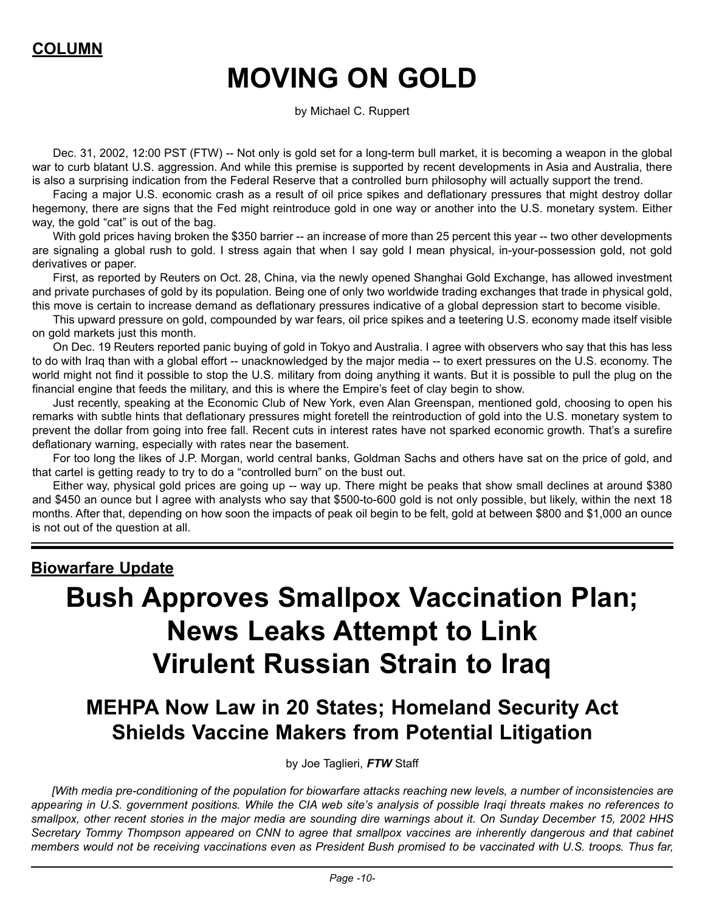**COLUMN**

# MOVING ON GOLD

by Michael C. Ruppert

Dec. 31, 2002, 12:00 PST (FTW) -- Not only is gold set for a long-term bull market, it is becoming a weapon in the global war to curb blatant U.S. aggression. And while this premise is supported by recent developments in Asia and Australia, there is also a surprising indication from the Federal Reserve that a controlled burn philosophy will actually support the trend.

Facing a major U.S. economic crash as a result of oil price spikes and deflationary pressures that might destroy dollar hegemony, there are signs that the Fed might reintroduce gold in one way or another into the U.S. monetary system. Either way, the gold "cat" is out of the bag.

With gold prices having broken the $350 barrier -- an increase of more than 25 percent this year -- two other developments are signaling a global rush to gold. I stress again that when I say gold I mean physical, in-your-possession gold, not gold derivatives or paper.

First, as reported by Reuters on Oct. 28, China, via the newly opened Shanghai Gold Exchange, has allowed investment and private purchases of gold by its population. Being one of only two worldwide trading exchanges that trade in physical gold, this move is certain to increase demand as deflationary pressures indicative of a global depression start to become visible.

This upward pressure on gold, compounded by war fears, oil price spikes and a teetering U.S. economy made itself visible on gold markets just this month.

On Dec. 19 Reuters reported panic buying of gold in Tokyo and Australia. I agree with observers who say that this has less to do with Iraq than with a global effort -- unacknowledged by the major media -- to exert pressures on the U.S. economy. The world might not find it possible to stop the U.S. military from doing anything it wants. But it is possible to pull the plug on the financial engine that feeds the military, and this is where the Empire's feet of clay begin to show.

Just recently, speaking at the Economic Club of New York, even Alan Greenspan, mentioned gold, choosing to open his remarks with subtle hints that deflationary pressures might foretell the reintroduction of gold into the U.S. monetary system to prevent the dollar from going into free fall. Recent cuts in interest rates have not sparked economic growth. That's a surefire deflationary warning, especially with rates near the basement.

For too long the likes of J.P. Morgan, world central banks, Goldman Sachs and others have sat on the price of gold, and that cartel is getting ready to try to do a "controlled burn" on the bust out.

Either way, physical gold prices are going up -- way up. There might be peaks that show small declines at around $380 and $450 an ounce but I agree with analysts who say that $500-to-600 gold is not only possible, but likely, within the next 18 months. After that, depending on how soon the impacts of peak oil begin to be felt, gold at between $800 and $1,000 an ounce is not out of the question at all.

---

**Biowarfare Update**

# Bush Approves Smallpox Vaccination Plan; News Leaks Attempt to Link Virulent Russian Strain to Iraq

## MEHPA Now Law in 20 States; Homeland Security Act Shields Vaccine Makers from Potential Litigation

by Joe Taglieri, ***FTW*** Staff

*[With media pre-conditioning of the population for biowarfare attacks reaching new levels, a number of inconsistencies are appearing in U.S. government positions. While the CIA web site's analysis of possible Iraqi threats makes no references to smallpox, other recent stories in the major media are sounding dire warnings about it. On Sunday December 15, 2002 HHS Secretary Tommy Thompson appeared on CNN to agree that smallpox vaccines are inherently dangerous and that cabinet members would not be receiving vaccinations even as President Bush promised to be vaccinated with U.S. troops. Thus far,*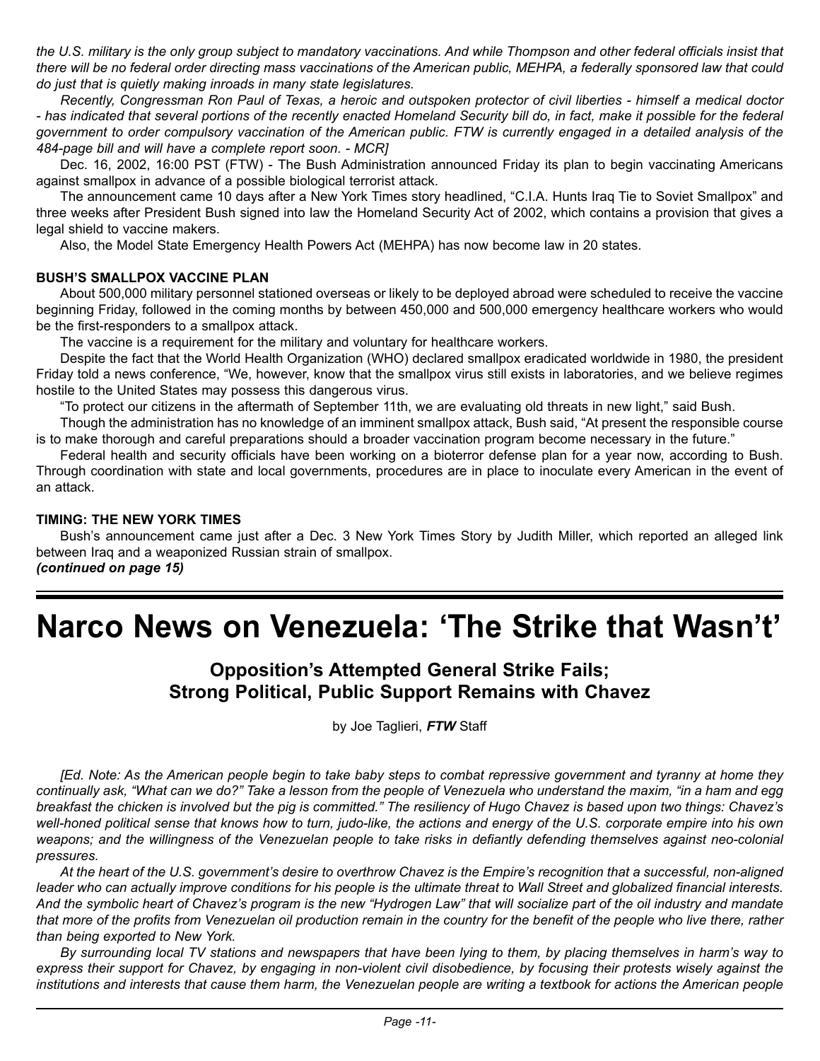*the U.S. military is the only group subject to mandatory vaccinations. And while Thompson and other federal officials insist that there will be no federal order directing mass vaccinations of the American public, MEHPA, a federally sponsored law that could do just that is quietly making inroads in many state legislatures.*

*Recently, Congressman Ron Paul of Texas, a heroic and outspoken protector of civil liberties - himself a medical doctor - has indicated that several portions of the recently enacted Homeland Security bill do, in fact, make it possible for the federal government to order compulsory vaccination of the American public. FTW is currently engaged in a detailed analysis of the 484-page bill and will have a complete report soon. - MCR]*

Dec. 16, 2002, 16:00 PST (FTW) - The Bush Administration announced Friday its plan to begin vaccinating Americans against smallpox in advance of a possible biological terrorist attack.

The announcement came 10 days after a New York Times story headlined, "C.I.A. Hunts Iraq Tie to Soviet Smallpox" and three weeks after President Bush signed into law the Homeland Security Act of 2002, which contains a provision that gives a legal shield to vaccine makers.

Also, the Model State Emergency Health Powers Act (MEHPA) has now become law in 20 states.

**BUSH'S SMALLPOX VACCINE PLAN**

About 500,000 military personnel stationed overseas or likely to be deployed abroad were scheduled to receive the vaccine beginning Friday, followed in the coming months by between 450,000 and 500,000 emergency healthcare workers who would be the first-responders to a smallpox attack.

The vaccine is a requirement for the military and voluntary for healthcare workers.

Despite the fact that the World Health Organization (WHO) declared smallpox eradicated worldwide in 1980, the president Friday told a news conference, "We, however, know that the smallpox virus still exists in laboratories, and we believe regimes hostile to the United States may possess this dangerous virus.

"To protect our citizens in the aftermath of September 11th, we are evaluating old threats in new light," said Bush.

Though the administration has no knowledge of an imminent smallpox attack, Bush said, "At present the responsible course is to make thorough and careful preparations should a broader vaccination program become necessary in the future."

Federal health and security officials have been working on a bioterror defense plan for a year now, according to Bush. Through coordination with state and local governments, procedures are in place to inoculate every American in the event of an attack.

**TIMING: THE NEW YORK TIMES**

Bush's announcement came just after a Dec. 3 New York Times Story by Judith Miller, which reported an alleged link between Iraq and a weaponized Russian strain of smallpox.

***(continued on page 15)***

# Narco News on Venezuela: 'The Strike that Wasn't'

## Opposition's Attempted General Strike Fails; Strong Political, Public Support Remains with Chavez

by Joe Taglieri, ***FTW*** Staff

*[Ed. Note: As the American people begin to take baby steps to combat repressive government and tyranny at home they continually ask, "What can we do?" Take a lesson from the people of Venezuela who understand the maxim, "in a ham and egg breakfast the chicken is involved but the pig is committed." The resiliency of Hugo Chavez is based upon two things: Chavez's well-honed political sense that knows how to turn, judo-like, the actions and energy of the U.S. corporate empire into his own weapons; and the willingness of the Venezuelan people to take risks in defiantly defending themselves against neo-colonial pressures.*

*At the heart of the U.S. government's desire to overthrow Chavez is the Empire's recognition that a successful, non-aligned leader who can actually improve conditions for his people is the ultimate threat to Wall Street and globalized financial interests. And the symbolic heart of Chavez's program is the new "Hydrogen Law" that will socialize part of the oil industry and mandate that more of the profits from Venezuelan oil production remain in the country for the benefit of the people who live there, rather than being exported to New York.*

*By surrounding local TV stations and newspapers that have been lying to them, by placing themselves in harm's way to express their support for Chavez, by engaging in non-violent civil disobedience, by focusing their protests wisely against the institutions and interests that cause them harm, the Venezuelan people are writing a textbook for actions the American people*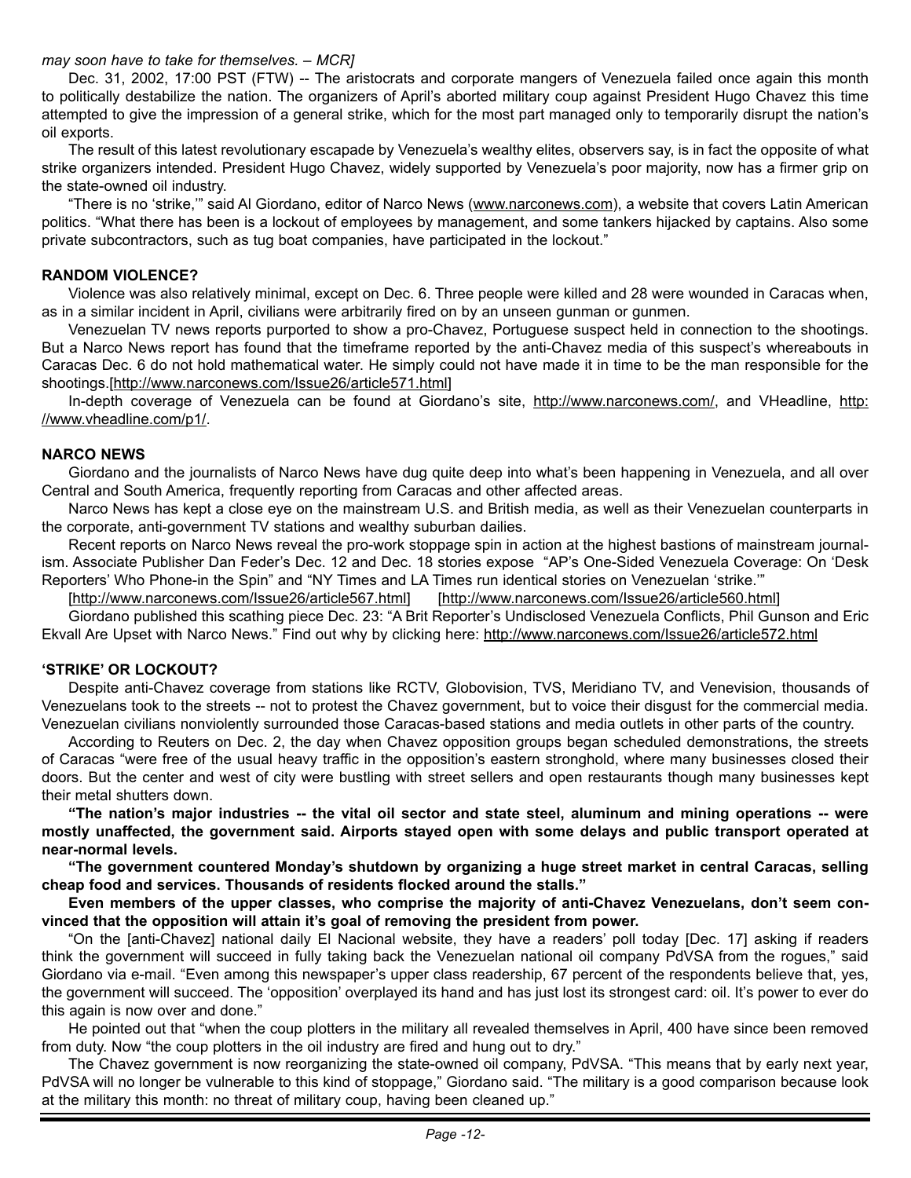*may soon have to take for themselves. – MCR]*

Dec. 31, 2002, 17:00 PST (FTW) -- The aristocrats and corporate mangers of Venezuela failed once again this month to politically destabilize the nation. The organizers of April's aborted military coup against President Hugo Chavez this time attempted to give the impression of a general strike, which for the most part managed only to temporarily disrupt the nation's oil exports.

The result of this latest revolutionary escapade by Venezuela's wealthy elites, observers say, is in fact the opposite of what strike organizers intended. President Hugo Chavez, widely supported by Venezuela's poor majority, now has a firmer grip on the state-owned oil industry.

"There is no 'strike,'" said Al Giordano, editor of Narco News (www.narconews.com), a website that covers Latin American politics. "What there has been is a lockout of employees by management, and some tankers hijacked by captains. Also some private subcontractors, such as tug boat companies, have participated in the lockout."

**RANDOM VIOLENCE?**

Violence was also relatively minimal, except on Dec. 6. Three people were killed and 28 were wounded in Caracas when, as in a similar incident in April, civilians were arbitrarily fired on by an unseen gunman or gunmen.

Venezuelan TV news reports purported to show a pro-Chavez, Portuguese suspect held in connection to the shootings. But a Narco News report has found that the timeframe reported by the anti-Chavez media of this suspect's whereabouts in Caracas Dec. 6 do not hold mathematical water. He simply could not have made it in time to be the man responsible for the shootings.[http://www.narconews.com/Issue26/article571.html]

In-depth coverage of Venezuela can be found at Giordano's site, http://www.narconews.com/, and VHeadline, http://www.vheadline.com/p1/.

**NARCO NEWS**

Giordano and the journalists of Narco News have dug quite deep into what's been happening in Venezuela, and all over Central and South America, frequently reporting from Caracas and other affected areas.

Narco News has kept a close eye on the mainstream U.S. and British media, as well as their Venezuelan counterparts in the corporate, anti-government TV stations and wealthy suburban dailies.

Recent reports on Narco News reveal the pro-work stoppage spin in action at the highest bastions of mainstream journalism. Associate Publisher Dan Feder's Dec. 12 and Dec. 18 stories expose "AP's One-Sided Venezuela Coverage: On 'Desk Reporters' Who Phone-in the Spin" and "NY Times and LA Times run identical stories on Venezuelan 'strike.'"

[http://www.narconews.com/Issue26/article567.html] [http://www.narconews.com/Issue26/article560.html]

Giordano published this scathing piece Dec. 23: "A Brit Reporter's Undisclosed Venezuela Conflicts, Phil Gunson and Eric Ekvall Are Upset with Narco News." Find out why by clicking here: http://www.narconews.com/Issue26/article572.html

**'STRIKE' OR LOCKOUT?**

Despite anti-Chavez coverage from stations like RCTV, Globovision, TVS, Meridiano TV, and Venevision, thousands of Venezuelans took to the streets -- not to protest the Chavez government, but to voice their disgust for the commercial media. Venezuelan civilians nonviolently surrounded those Caracas-based stations and media outlets in other parts of the country.

According to Reuters on Dec. 2, the day when Chavez opposition groups began scheduled demonstrations, the streets of Caracas "were free of the usual heavy traffic in the opposition's eastern stronghold, where many businesses closed their doors. But the center and west of city were bustling with street sellers and open restaurants though many businesses kept their metal shutters down.

**"The nation's major industries -- the vital oil sector and state steel, aluminum and mining operations -- were mostly unaffected, the government said. Airports stayed open with some delays and public transport operated at near-normal levels.**

**"The government countered Monday's shutdown by organizing a huge street market in central Caracas, selling cheap food and services. Thousands of residents flocked around the stalls."**

**Even members of the upper classes, who comprise the majority of anti-Chavez Venezuelans, don't seem convinced that the opposition will attain it's goal of removing the president from power.**

"On the [anti-Chavez] national daily El Nacional website, they have a readers' poll today [Dec. 17] asking if readers think the government will succeed in fully taking back the Venezuelan national oil company PdVSA from the rogues," said Giordano via e-mail. "Even among this newspaper's upper class readership, 67 percent of the respondents believe that, yes, the government will succeed. The 'opposition' overplayed its hand and has just lost its strongest card: oil. It's power to ever do this again is now over and done."

He pointed out that "when the coup plotters in the military all revealed themselves in April, 400 have since been removed from duty. Now "the coup plotters in the oil industry are fired and hung out to dry."

The Chavez government is now reorganizing the state-owned oil company, PdVSA. "This means that by early next year, PdVSA will no longer be vulnerable to this kind of stoppage," Giordano said. "The military is a good comparison because look at the military this month: no threat of military coup, having been cleaned up."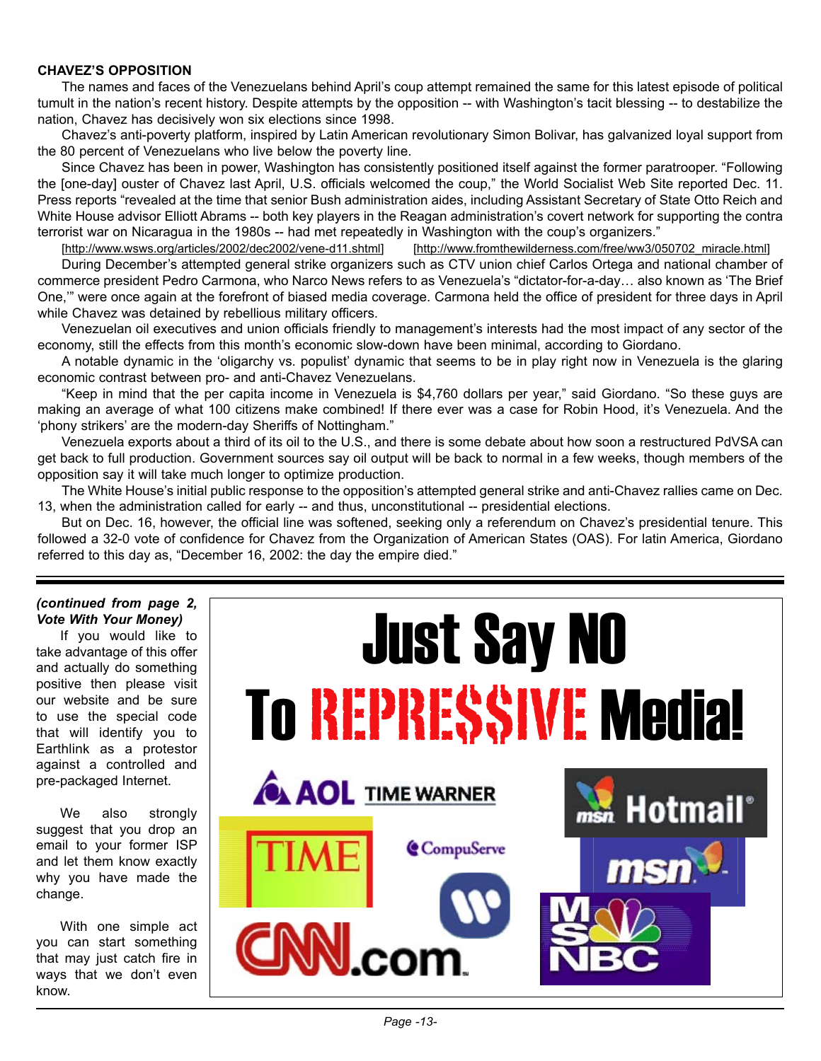**CHAVEZ'S OPPOSITION**

The names and faces of the Venezuelans behind April's coup attempt remained the same for this latest episode of political tumult in the nation's recent history. Despite attempts by the opposition -- with Washington's tacit blessing -- to destabilize the nation, Chavez has decisively won six elections since 1998.

Chavez's anti-poverty platform, inspired by Latin American revolutionary Simon Bolivar, has galvanized loyal support from the 80 percent of Venezuelans who live below the poverty line.

Since Chavez has been in power, Washington has consistently positioned itself against the former paratrooper. "Following the [one-day] ouster of Chavez last April, U.S. officials welcomed the coup," the World Socialist Web Site reported Dec. 11. Press reports "revealed at the time that senior Bush administration aides, including Assistant Secretary of State Otto Reich and White House advisor Elliott Abrams -- both key players in the Reagan administration's covert network for supporting the contra terrorist war on Nicaragua in the 1980s -- had met repeatedly in Washington with the coup's organizers."

[http://www.wsws.org/articles/2002/dec2002/vene-d11.shtml] [http://www.fromthewilderness.com/free/ww3/050702_miracle.html]

During December's attempted general strike organizers such as CTV union chief Carlos Ortega and national chamber of commerce president Pedro Carmona, who Narco News refers to as Venezuela's "dictator-for-a-day… also known as 'The Brief One,'" were once again at the forefront of biased media coverage. Carmona held the office of president for three days in April while Chavez was detained by rebellious military officers.

Venezuelan oil executives and union officials friendly to management's interests had the most impact of any sector of the economy, still the effects from this month's economic slow-down have been minimal, according to Giordano.

A notable dynamic in the 'oligarchy vs. populist' dynamic that seems to be in play right now in Venezuela is the glaring economic contrast between pro- and anti-Chavez Venezuelans.

"Keep in mind that the per capita income in Venezuela is $4,760 dollars per year," said Giordano. "So these guys are making an average of what 100 citizens make combined! If there ever was a case for Robin Hood, it's Venezuela. And the 'phony strikers' are the modern-day Sheriffs of Nottingham."

Venezuela exports about a third of its oil to the U.S., and there is some debate about how soon a restructured PdVSA can get back to full production. Government sources say oil output will be back to normal in a few weeks, though members of the opposition say it will take much longer to optimize production.

The White House's initial public response to the opposition's attempted general strike and anti-Chavez rallies came on Dec. 13, when the administration called for early -- and thus, unconstitutional -- presidential elections.

But on Dec. 16, however, the official line was softened, seeking only a referendum on Chavez's presidential tenure. This followed a 32-0 vote of confidence for Chavez from the Organization of American States (OAS). For latin America, Giordano referred to this day as, "December 16, 2002: the day the empire died."

***(continued from page 2, Vote With Your Money)***

If you would like to take advantage of this offer and actually do something positive then please visit our website and be sure to use the special code that will identify you to Earthlink as a protestor against a controlled and pre-packaged Internet.

We also strongly suggest that you drop an email to your former ISP and let them know exactly why you have made the change.

With one simple act you can start something that may just catch fire in ways that we don't even know.

# Just Say NO To REPRE$$IVE Media!

AOL TIME WARNER · Hotmail · TIME · CompuServe · msn · CNN.com · MSNBC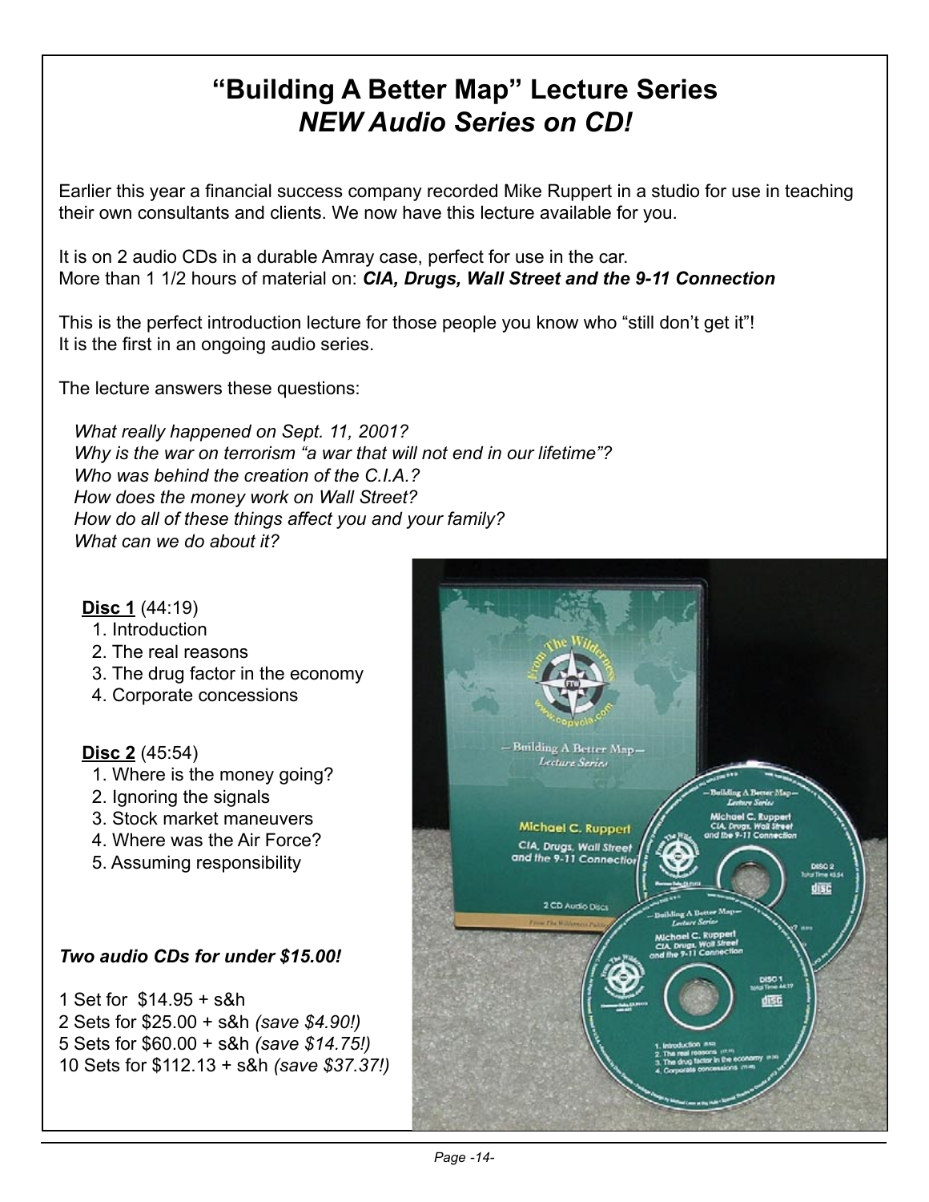# "Building A Better Map" Lecture Series
## *NEW Audio Series on CD!*

Earlier this year a financial success company recorded Mike Ruppert in a studio for use in teaching their own consultants and clients. We now have this lecture available for you.

It is on 2 audio CDs in a durable Amray case, perfect for use in the car.
More than 1 1/2 hours of material on: ***CIA, Drugs, Wall Street and the 9-11 Connection***

This is the perfect introduction lecture for those people you know who "still don't get it"!
It is the first in an ongoing audio series.

The lecture answers these questions:

*What really happened on Sept. 11, 2001?*
*Why is the war on terrorism "a war that will not end in our lifetime"?*
*Who was behind the creation of the C.I.A.?*
*How does the money work on Wall Street?*
*How do all of these things affect you and your family?*
*What can we do about it?*

**Disc 1** (44:19)

1. Introduction
2. The real reasons
3. The drug factor in the economy
4. Corporate concessions

**Disc 2** (45:54)

1. Where is the money going?
2. Ignoring the signals
3. Stock market maneuvers
4. Where was the Air Force?
5. Assuming responsibility

***Two audio CDs for under $15.00!***

1 Set for $14.95 + s&h
2 Sets for $25.00 + s&h *(save $4.90!)*
5 Sets for $60.00 + s&h *(save $14.75!)*
10 Sets for $112.13 + s&h *(save $37.37!)*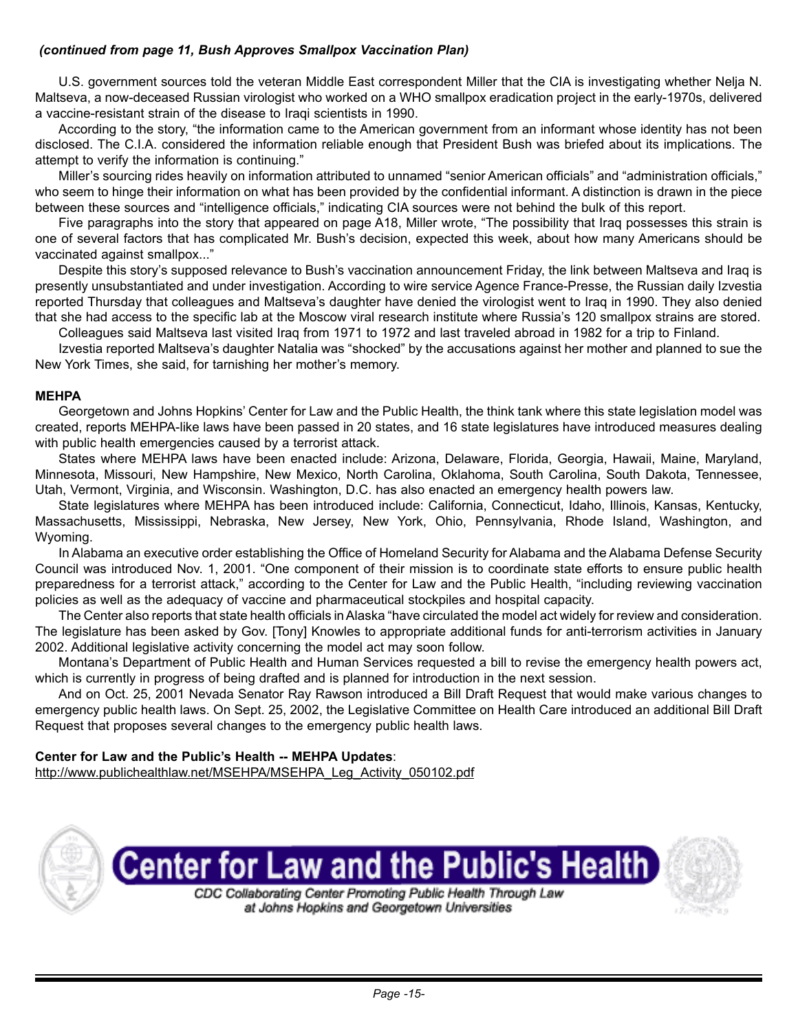*(continued from page 11, Bush Approves Smallpox Vaccination Plan)*

U.S. government sources told the veteran Middle East correspondent Miller that the CIA is investigating whether Nelja N. Maltseva, a now-deceased Russian virologist who worked on a WHO smallpox eradication project in the early-1970s, delivered a vaccine-resistant strain of the disease to Iraqi scientists in 1990.

According to the story, "the information came to the American government from an informant whose identity has not been disclosed. The C.I.A. considered the information reliable enough that President Bush was briefed about its implications. The attempt to verify the information is continuing."

Miller's sourcing rides heavily on information attributed to unnamed "senior American officials" and "administration officials," who seem to hinge their information on what has been provided by the confidential informant. A distinction is drawn in the piece between these sources and "intelligence officials," indicating CIA sources were not behind the bulk of this report.

Five paragraphs into the story that appeared on page A18, Miller wrote, "The possibility that Iraq possesses this strain is one of several factors that has complicated Mr. Bush's decision, expected this week, about how many Americans should be vaccinated against smallpox..."

Despite this story's supposed relevance to Bush's vaccination announcement Friday, the link between Maltseva and Iraq is presently unsubstantiated and under investigation. According to wire service Agence France-Presse, the Russian daily Izvestia reported Thursday that colleagues and Maltseva's daughter have denied the virologist went to Iraq in 1990. They also denied that she had access to the specific lab at the Moscow viral research institute where Russia's 120 smallpox strains are stored.

Colleagues said Maltseva last visited Iraq from 1971 to 1972 and last traveled abroad in 1982 for a trip to Finland.

Izvestia reported Maltseva's daughter Natalia was "shocked" by the accusations against her mother and planned to sue the New York Times, she said, for tarnishing her mother's memory.

**MEHPA**

Georgetown and Johns Hopkins' Center for Law and the Public Health, the think tank where this state legislation model was created, reports MEHPA-like laws have been passed in 20 states, and 16 state legislatures have introduced measures dealing with public health emergencies caused by a terrorist attack.

States where MEHPA laws have been enacted include: Arizona, Delaware, Florida, Georgia, Hawaii, Maine, Maryland, Minnesota, Missouri, New Hampshire, New Mexico, North Carolina, Oklahoma, South Carolina, South Dakota, Tennessee, Utah, Vermont, Virginia, and Wisconsin. Washington, D.C. has also enacted an emergency health powers law.

State legislatures where MEHPA has been introduced include: California, Connecticut, Idaho, Illinois, Kansas, Kentucky, Massachusetts, Mississippi, Nebraska, New Jersey, New York, Ohio, Pennsylvania, Rhode Island, Washington, and Wyoming.

In Alabama an executive order establishing the Office of Homeland Security for Alabama and the Alabama Defense Security Council was introduced Nov. 1, 2001. "One component of their mission is to coordinate state efforts to ensure public health preparedness for a terrorist attack," according to the Center for Law and the Public Health, "including reviewing vaccination policies as well as the adequacy of vaccine and pharmaceutical stockpiles and hospital capacity.

The Center also reports that state health officials in Alaska "have circulated the model act widely for review and consideration. The legislature has been asked by Gov. [Tony] Knowles to appropriate additional funds for anti-terrorism activities in January 2002. Additional legislative activity concerning the model act may soon follow.

Montana's Department of Public Health and Human Services requested a bill to revise the emergency health powers act, which is currently in progress of being drafted and is planned for introduction in the next session.

And on Oct. 25, 2001 Nevada Senator Ray Rawson introduced a Bill Draft Request that would make various changes to emergency public health laws. On Sept. 25, 2002, the Legislative Committee on Health Care introduced an additional Bill Draft Request that proposes several changes to the emergency public health laws.

**Center for Law and the Public's Health -- MEHPA Updates**:
http://www.publichealthlaw.net/MSEHPA/MSEHPA_Leg_Activity_050102.pdf

Center for Law and the Public's Health

*CDC Collaborating Center Promoting Public Health Through Law at Johns Hopkins and Georgetown Universities*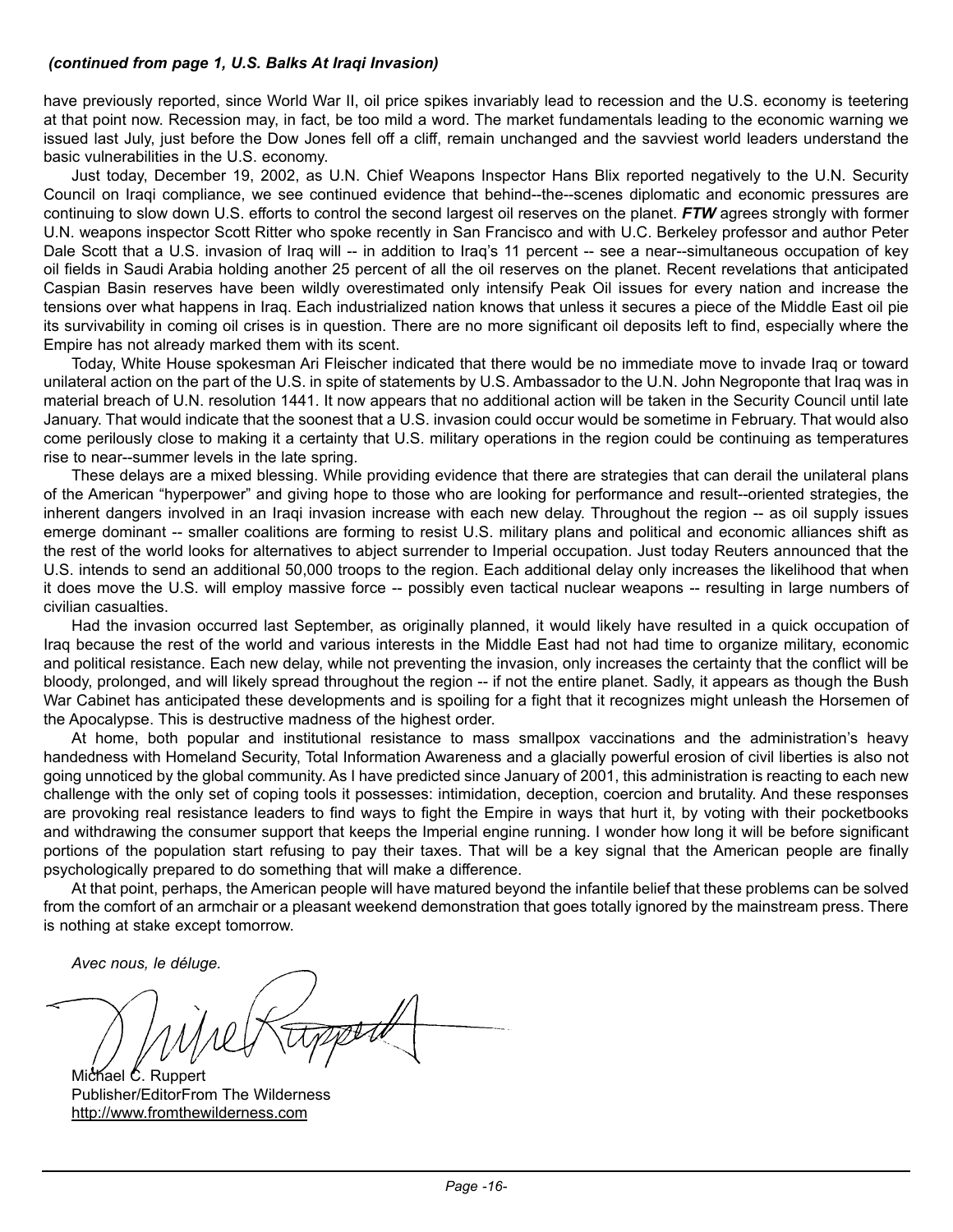*(continued from page 1, U.S. Balks At Iraqi Invasion)*

have previously reported, since World War II, oil price spikes invariably lead to recession and the U.S. economy is teetering at that point now. Recession may, in fact, be too mild a word. The market fundamentals leading to the economic warning we issued last July, just before the Dow Jones fell off a cliff, remain unchanged and the savviest world leaders understand the basic vulnerabilities in the U.S. economy.

Just today, December 19, 2002, as U.N. Chief Weapons Inspector Hans Blix reported negatively to the U.N. Security Council on Iraqi compliance, we see continued evidence that behind--the--scenes diplomatic and economic pressures are continuing to slow down U.S. efforts to control the second largest oil reserves on the planet. ***FTW*** agrees strongly with former U.N. weapons inspector Scott Ritter who spoke recently in San Francisco and with U.C. Berkeley professor and author Peter Dale Scott that a U.S. invasion of Iraq will -- in addition to Iraq's 11 percent -- see a near--simultaneous occupation of key oil fields in Saudi Arabia holding another 25 percent of all the oil reserves on the planet. Recent revelations that anticipated Caspian Basin reserves have been wildly overestimated only intensify Peak Oil issues for every nation and increase the tensions over what happens in Iraq. Each industrialized nation knows that unless it secures a piece of the Middle East oil pie its survivability in coming oil crises is in question. There are no more significant oil deposits left to find, especially where the Empire has not already marked them with its scent.

Today, White House spokesman Ari Fleischer indicated that there would be no immediate move to invade Iraq or toward unilateral action on the part of the U.S. in spite of statements by U.S. Ambassador to the U.N. John Negroponte that Iraq was in material breach of U.N. resolution 1441. It now appears that no additional action will be taken in the Security Council until late January. That would indicate that the soonest that a U.S. invasion could occur would be sometime in February. That would also come perilously close to making it a certainty that U.S. military operations in the region could be continuing as temperatures rise to near--summer levels in the late spring.

These delays are a mixed blessing. While providing evidence that there are strategies that can derail the unilateral plans of the American "hyperpower" and giving hope to those who are looking for performance and result--oriented strategies, the inherent dangers involved in an Iraqi invasion increase with each new delay. Throughout the region -- as oil supply issues emerge dominant -- smaller coalitions are forming to resist U.S. military plans and political and economic alliances shift as the rest of the world looks for alternatives to abject surrender to Imperial occupation. Just today Reuters announced that the U.S. intends to send an additional 50,000 troops to the region. Each additional delay only increases the likelihood that when it does move the U.S. will employ massive force -- possibly even tactical nuclear weapons -- resulting in large numbers of civilian casualties.

Had the invasion occurred last September, as originally planned, it would likely have resulted in a quick occupation of Iraq because the rest of the world and various interests in the Middle East had not had time to organize military, economic and political resistance. Each new delay, while not preventing the invasion, only increases the certainty that the conflict will be bloody, prolonged, and will likely spread throughout the region -- if not the entire planet. Sadly, it appears as though the Bush War Cabinet has anticipated these developments and is spoiling for a fight that it recognizes might unleash the Horsemen of the Apocalypse. This is destructive madness of the highest order.

At home, both popular and institutional resistance to mass smallpox vaccinations and the administration's heavy handedness with Homeland Security, Total Information Awareness and a glacially powerful erosion of civil liberties is also not going unnoticed by the global community. As I have predicted since January of 2001, this administration is reacting to each new challenge with the only set of coping tools it possesses: intimidation, deception, coercion and brutality. And these responses are provoking real resistance leaders to find ways to fight the Empire in ways that hurt it, by voting with their pocketbooks and withdrawing the consumer support that keeps the Imperial engine running. I wonder how long it will be before significant portions of the population start refusing to pay their taxes. That will be a key signal that the American people are finally psychologically prepared to do something that will make a difference.

At that point, perhaps, the American people will have matured beyond the infantile belief that these problems can be solved from the comfort of an armchair or a pleasant weekend demonstration that goes totally ignored by the mainstream press. There is nothing at stake except tomorrow.

*Avec nous, le déluge.*

Michael C. Ruppert
Publisher/EditorFrom The Wilderness
http://www.fromthewilderness.com